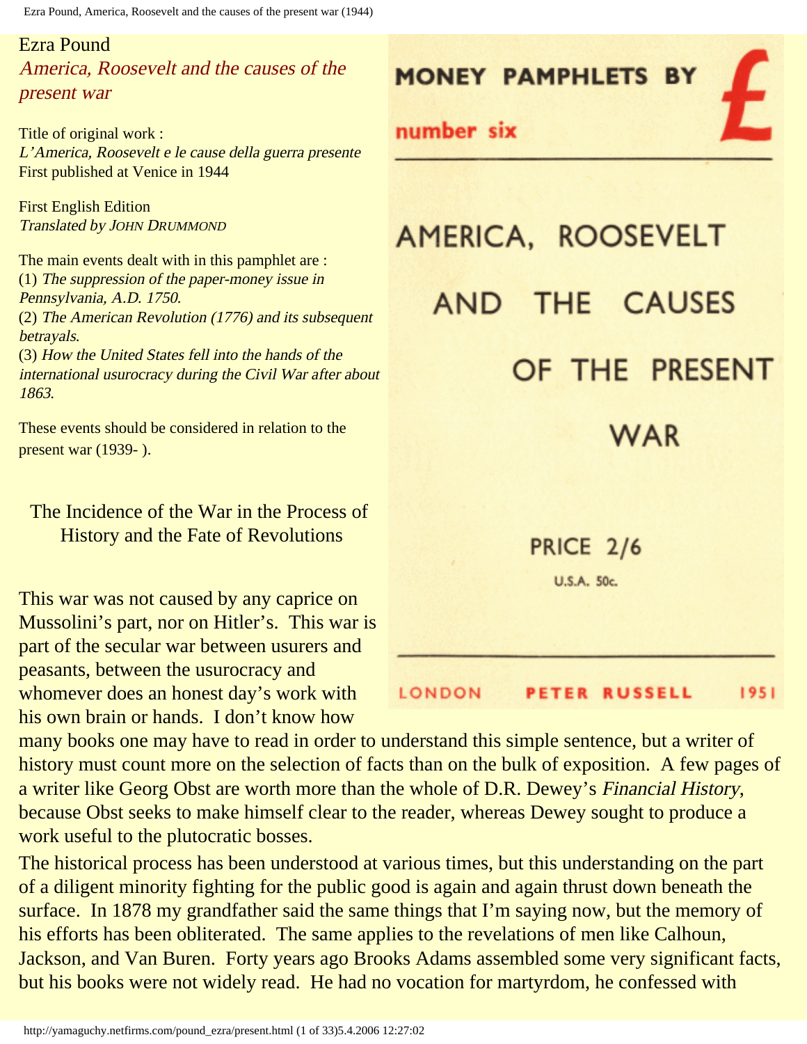# Ezra Pound

## *America, Roosevelt and the causes of the present war*

Title of original work :
*L'America, Roosevelt e le cause della guerra presente*
First published at Venice in 1944

First English Edition
*Translated by* JOHN DRUMMOND

The main events dealt with in this pamphlet are :
(1) *The suppression of the paper-money issue in Pennsylvania, A.D. 1750.*
(2) *The American Revolution (1776) and its subsequent betrayals.*
(3) *How the United States fell into the hands of the international usurocracy during the Civil War after about 1863.*

These events should be considered in relation to the present war (1939- ).

MONEY PAMPHLETS BY £

number six

AMERICA, ROOSEVELT AND THE CAUSES OF THE PRESENT WAR

PRICE 2/6

U.S.A. 50c.

LONDON PETER RUSSELL 1951

### The Incidence of the War in the Process of History and the Fate of Revolutions

This war was not caused by any caprice on Mussolini's part, nor on Hitler's. This war is part of the secular war between usurers and peasants, between the usurocracy and whomever does an honest day's work with his own brain or hands. I don't know how many books one may have to read in order to understand this simple sentence, but a writer of history must count more on the selection of facts than on the bulk of exposition. A few pages of a writer like Georg Obst are worth more than the whole of D.R. Dewey's *Financial History*, because Obst seeks to make himself clear to the reader, whereas Dewey sought to produce a work useful to the plutocratic bosses.

The historical process has been understood at various times, but this understanding on the part of a diligent minority fighting for the public good is again and again thrust down beneath the surface. In 1878 my grandfather said the same things that I'm saying now, but the memory of his efforts has been obliterated. The same applies to the revelations of men like Calhoun, Jackson, and Van Buren. Forty years ago Brooks Adams assembled some very significant facts, but his books were not widely read. He had no vocation for martyrdom, he confessed with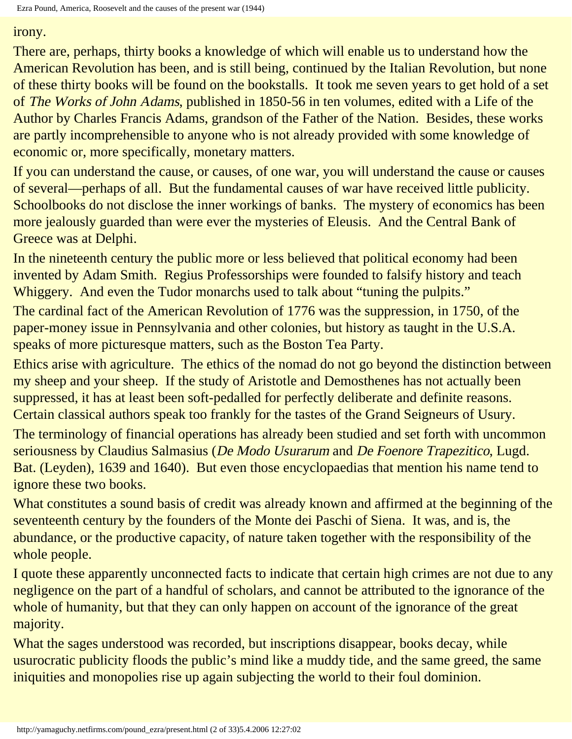irony.

There are, perhaps, thirty books a knowledge of which will enable us to understand how the American Revolution has been, and is still being, continued by the Italian Revolution, but none of these thirty books will be found on the bookstalls. It took me seven years to get hold of a set of *The Works of John Adams*, published in 1850-56 in ten volumes, edited with a Life of the Author by Charles Francis Adams, grandson of the Father of the Nation. Besides, these works are partly incomprehensible to anyone who is not already provided with some knowledge of economic or, more specifically, monetary matters.

If you can understand the cause, or causes, of one war, you will understand the cause or causes of several—perhaps of all. But the fundamental causes of war have received little publicity. Schoolbooks do not disclose the inner workings of banks. The mystery of economics has been more jealously guarded than were ever the mysteries of Eleusis. And the Central Bank of Greece was at Delphi.

In the nineteenth century the public more or less believed that political economy had been invented by Adam Smith. Regius Professorships were founded to falsify history and teach Whiggery. And even the Tudor monarchs used to talk about "tuning the pulpits."

The cardinal fact of the American Revolution of 1776 was the suppression, in 1750, of the paper-money issue in Pennsylvania and other colonies, but history as taught in the U.S.A. speaks of more picturesque matters, such as the Boston Tea Party.

Ethics arise with agriculture. The ethics of the nomad do not go beyond the distinction between my sheep and your sheep. If the study of Aristotle and Demosthenes has not actually been suppressed, it has at least been soft-pedalled for perfectly deliberate and definite reasons. Certain classical authors speak too frankly for the tastes of the Grand Seigneurs of Usury.

The terminology of financial operations has already been studied and set forth with uncommon seriousness by Claudius Salmasius (*De Modo Usurarum* and *De Foenore Trapezitico*, Lugd. Bat. (Leyden), 1639 and 1640). But even those encyclopaedias that mention his name tend to ignore these two books.

What constitutes a sound basis of credit was already known and affirmed at the beginning of the seventeenth century by the founders of the Monte dei Paschi of Siena. It was, and is, the abundance, or the productive capacity, of nature taken together with the responsibility of the whole people.

I quote these apparently unconnected facts to indicate that certain high crimes are not due to any negligence on the part of a handful of scholars, and cannot be attributed to the ignorance of the whole of humanity, but that they can only happen on account of the ignorance of the great majority.

What the sages understood was recorded, but inscriptions disappear, books decay, while usurocratic publicity floods the public's mind like a muddy tide, and the same greed, the same iniquities and monopolies rise up again subjecting the world to their foul dominion.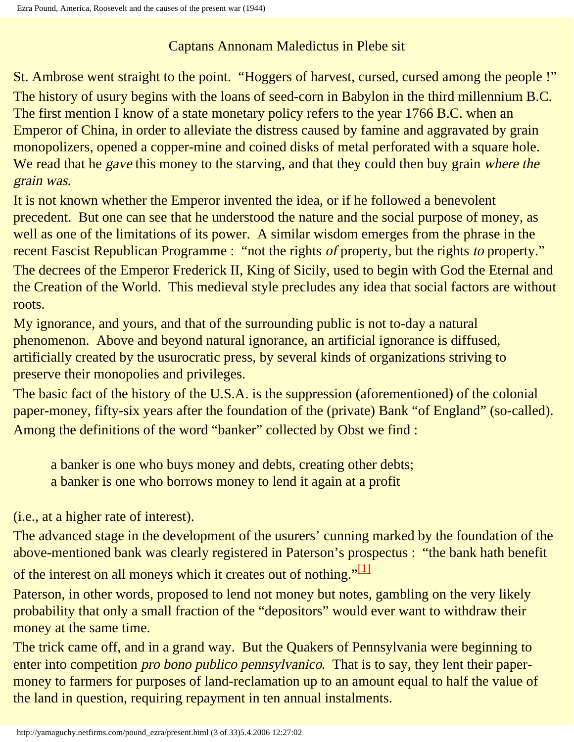## Captans Annonam Maledictus in Plebe sit

St. Ambrose went straight to the point. "Hoggers of harvest, cursed, cursed among the people !"

The history of usury begins with the loans of seed-corn in Babylon in the third millennium B.C. The first mention I know of a state monetary policy refers to the year 1766 B.C. when an Emperor of China, in order to alleviate the distress caused by famine and aggravated by grain monopolizers, opened a copper-mine and coined disks of metal perforated with a square hole. We read that he *gave* this money to the starving, and that they could then buy grain *where the grain was.*

It is not known whether the Emperor invented the idea, or if he followed a benevolent precedent. But one can see that he understood the nature and the social purpose of money, as well as one of the limitations of its power. A similar wisdom emerges from the phrase in the recent Fascist Republican Programme : "not the rights *of* property, but the rights *to* property."

The decrees of the Emperor Frederick II, King of Sicily, used to begin with God the Eternal and the Creation of the World. This medieval style precludes any idea that social factors are without roots.

My ignorance, and yours, and that of the surrounding public is not to-day a natural phenomenon. Above and beyond natural ignorance, an artificial ignorance is diffused, artificially created by the usurocratic press, by several kinds of organizations striving to preserve their monopolies and privileges.

The basic fact of the history of the U.S.A. is the suppression (aforementioned) of the colonial paper-money, fifty-six years after the foundation of the (private) Bank "of England" (so-called).

Among the definitions of the word "banker" collected by Obst we find :

> a banker is one who buys money and debts, creating other debts;
> a banker is one who borrows money to lend it again at a profit

(i.e., at a higher rate of interest).

The advanced stage in the development of the usurers' cunning marked by the foundation of the above-mentioned bank was clearly registered in Paterson's prospectus : "the bank hath benefit of the interest on all moneys which it creates out of nothing."[1]

Paterson, in other words, proposed to lend not money but notes, gambling on the very likely probability that only a small fraction of the "depositors" would ever want to withdraw their money at the same time.

The trick came off, and in a grand way. But the Quakers of Pennsylvania were beginning to enter into competition *pro bono publico pennsylvanico.* That is to say, they lent their paper-money to farmers for purposes of land-reclamation up to an amount equal to half the value of the land in question, requiring repayment in ten annual instalments.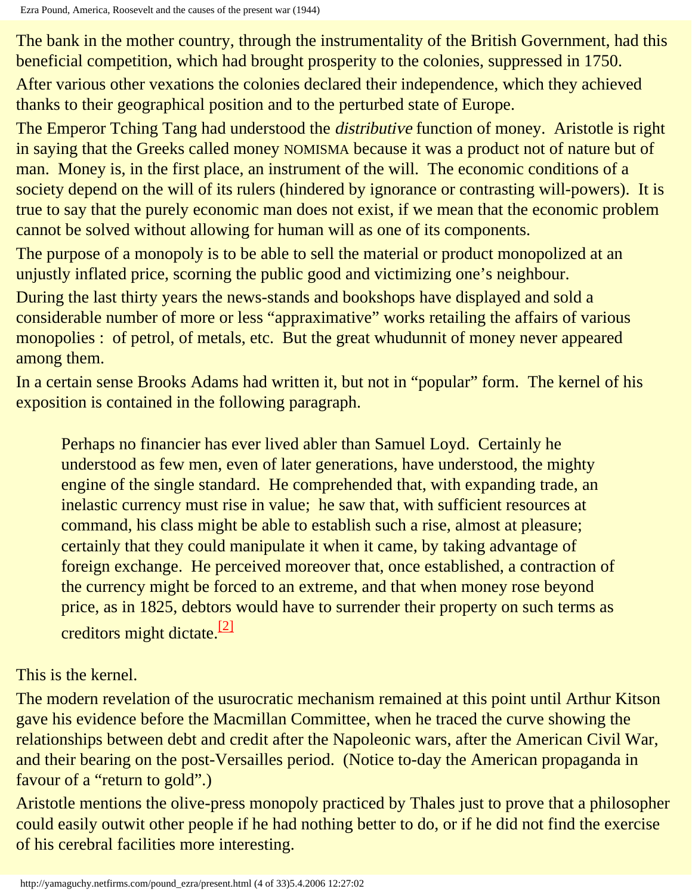The bank in the mother country, through the instrumentality of the British Government, had this beneficial competition, which had brought prosperity to the colonies, suppressed in 1750.

After various other vexations the colonies declared their independence, which they achieved thanks to their geographical position and to the perturbed state of Europe.

The Emperor Tching Tang had understood the *distributive* function of money. Aristotle is right in saying that the Greeks called money NOMISMA because it was a product not of nature but of man. Money is, in the first place, an instrument of the will. The economic conditions of a society depend on the will of its rulers (hindered by ignorance or contrasting will-powers). It is true to say that the purely economic man does not exist, if we mean that the economic problem cannot be solved without allowing for human will as one of its components.

The purpose of a monopoly is to be able to sell the material or product monopolized at an unjustly inflated price, scorning the public good and victimizing one's neighbour.

During the last thirty years the news-stands and bookshops have displayed and sold a considerable number of more or less "appraximative" works retailing the affairs of various monopolies : of petrol, of metals, etc. But the great whudunnit of money never appeared among them.

In a certain sense Brooks Adams had written it, but not in "popular" form. The kernel of his exposition is contained in the following paragraph.

> Perhaps no financier has ever lived abler than Samuel Loyd. Certainly he understood as few men, even of later generations, have understood, the mighty engine of the single standard. He comprehended that, with expanding trade, an inelastic currency must rise in value; he saw that, with sufficient resources at command, his class might be able to establish such a rise, almost at pleasure; certainly that they could manipulate it when it came, by taking advantage of foreign exchange. He perceived moreover that, once established, a contraction of the currency might be forced to an extreme, and that when money rose beyond price, as in 1825, debtors would have to surrender their property on such terms as creditors might dictate.[2]

This is the kernel.

The modern revelation of the usurocratic mechanism remained at this point until Arthur Kitson gave his evidence before the Macmillan Committee, when he traced the curve showing the relationships between debt and credit after the Napoleonic wars, after the American Civil War, and their bearing on the post-Versailles period. (Notice to-day the American propaganda in favour of a "return to gold".)

Aristotle mentions the olive-press monopoly practiced by Thales just to prove that a philosopher could easily outwit other people if he had nothing better to do, or if he did not find the exercise of his cerebral facilities more interesting.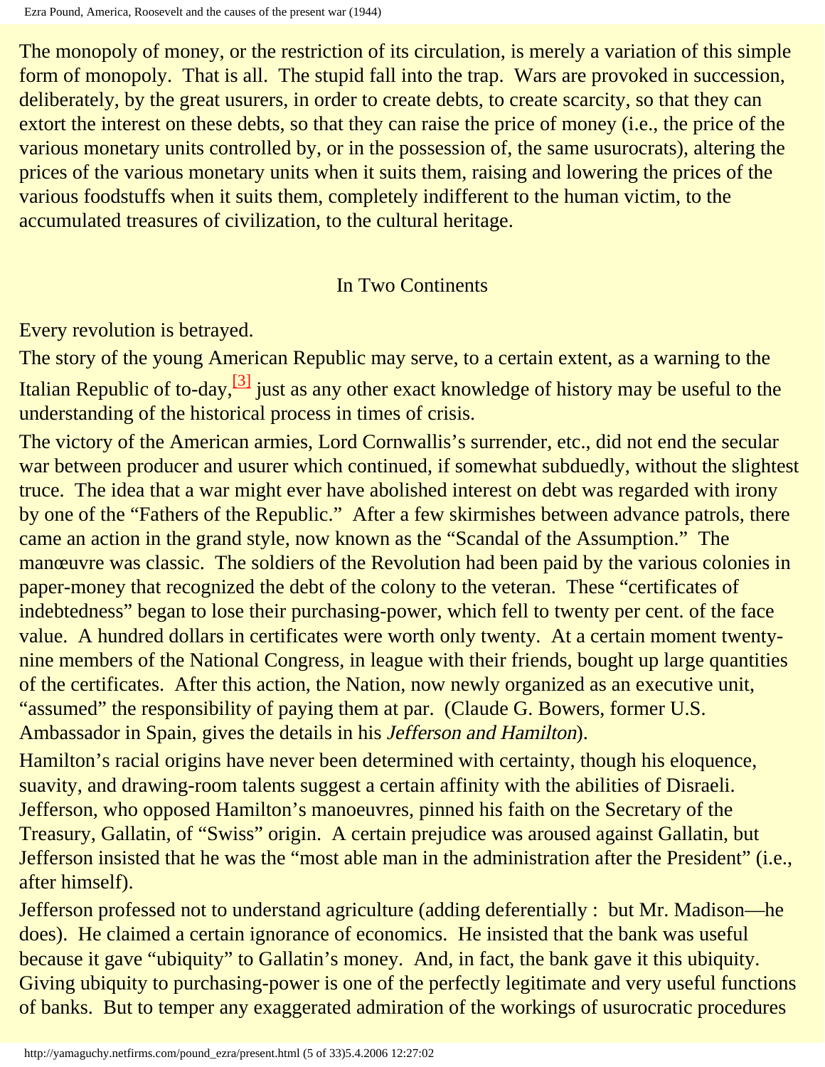The monopoly of money, or the restriction of its circulation, is merely a variation of this simple form of monopoly. That is all. The stupid fall into the trap. Wars are provoked in succession, deliberately, by the great usurers, in order to create debts, to create scarcity, so that they can extort the interest on these debts, so that they can raise the price of money (i.e., the price of the various monetary units controlled by, or in the possession of, the same usurocrats), altering the prices of the various monetary units when it suits them, raising and lowering the prices of the various foodstuffs when it suits them, completely indifferent to the human victim, to the accumulated treasures of civilization, to the cultural heritage.

## In Two Continents

Every revolution is betrayed.

The story of the young American Republic may serve, to a certain extent, as a warning to the Italian Republic of to-day,[3] just as any other exact knowledge of history may be useful to the understanding of the historical process in times of crisis.

The victory of the American armies, Lord Cornwallis's surrender, etc., did not end the secular war between producer and usurer which continued, if somewhat subduedly, without the slightest truce. The idea that a war might ever have abolished interest on debt was regarded with irony by one of the "Fathers of the Republic." After a few skirmishes between advance patrols, there came an action in the grand style, now known as the "Scandal of the Assumption." The manœuvre was classic. The soldiers of the Revolution had been paid by the various colonies in paper-money that recognized the debt of the colony to the veteran. These "certificates of indebtedness" began to lose their purchasing-power, which fell to twenty per cent. of the face value. A hundred dollars in certificates were worth only twenty. At a certain moment twenty-nine members of the National Congress, in league with their friends, bought up large quantities of the certificates. After this action, the Nation, now newly organized as an executive unit, "assumed" the responsibility of paying them at par. (Claude G. Bowers, former U.S. Ambassador in Spain, gives the details in his *Jefferson and Hamilton*).

Hamilton's racial origins have never been determined with certainty, though his eloquence, suavity, and drawing-room talents suggest a certain affinity with the abilities of Disraeli. Jefferson, who opposed Hamilton's manoeuvres, pinned his faith on the Secretary of the Treasury, Gallatin, of "Swiss" origin. A certain prejudice was aroused against Gallatin, but Jefferson insisted that he was the "most able man in the administration after the President" (i.e., after himself).

Jefferson professed not to understand agriculture (adding deferentially : but Mr. Madison—he does). He claimed a certain ignorance of economics. He insisted that the bank was useful because it gave "ubiquity" to Gallatin's money. And, in fact, the bank gave it this ubiquity. Giving ubiquity to purchasing-power is one of the perfectly legitimate and very useful functions of banks. But to temper any exaggerated admiration of the workings of usurocratic procedures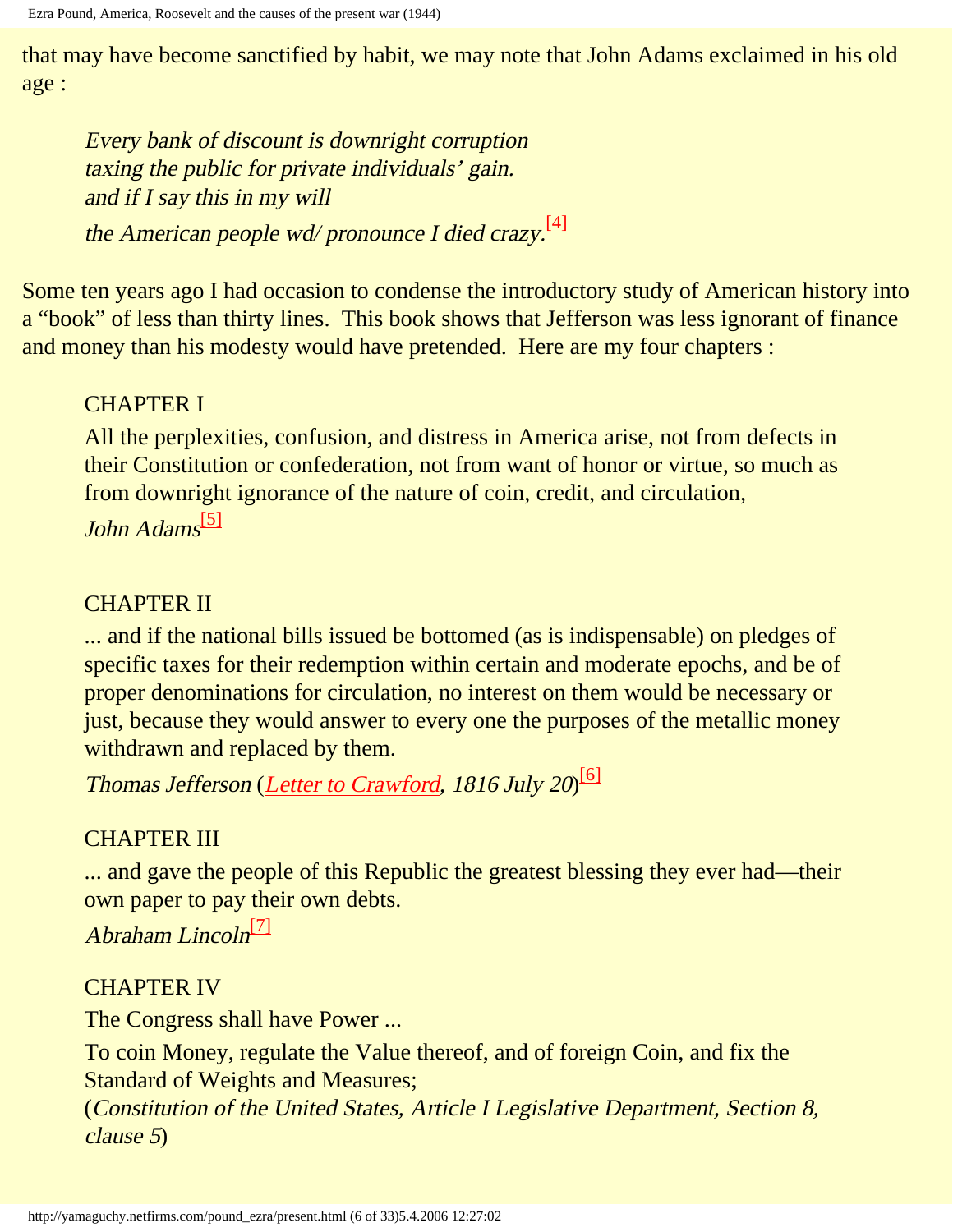that may have become sanctified by habit, we may note that John Adams exclaimed in his old age :

> *Every bank of discount is downright corruption*
> *taxing the public for private individuals' gain.*
> *and if I say this in my will*
> *the American people wd/ pronounce I died crazy.*[4]

Some ten years ago I had occasion to condense the introductory study of American history into a "book" of less than thirty lines. This book shows that Jefferson was less ignorant of finance and money than his modesty would have pretended. Here are my four chapters :

> CHAPTER I
>
> All the perplexities, confusion, and distress in America arise, not from defects in their Constitution or confederation, not from want of honor or virtue, so much as from downright ignorance of the nature of coin, credit, and circulation,
>
> *John Adams*[5]

> CHAPTER II
>
> ... and if the national bills issued be bottomed (as is indispensable) on pledges of specific taxes for their redemption within certain and moderate epochs, and be of proper denominations for circulation, no interest on them would be necessary or just, because they would answer to every one the purposes of the metallic money withdrawn and replaced by them.
>
> *Thomas Jefferson* (*Letter to Crawford, 1816 July 20*)[6]

> CHAPTER III
>
> ... and gave the people of this Republic the greatest blessing they ever had—their own paper to pay their own debts.
>
> *Abraham Lincoln*[7]

> CHAPTER IV
>
> The Congress shall have Power ...
>
> To coin Money, regulate the Value thereof, and of foreign Coin, and fix the Standard of Weights and Measures;
> (*Constitution of the United States, Article I Legislative Department, Section 8, clause 5*)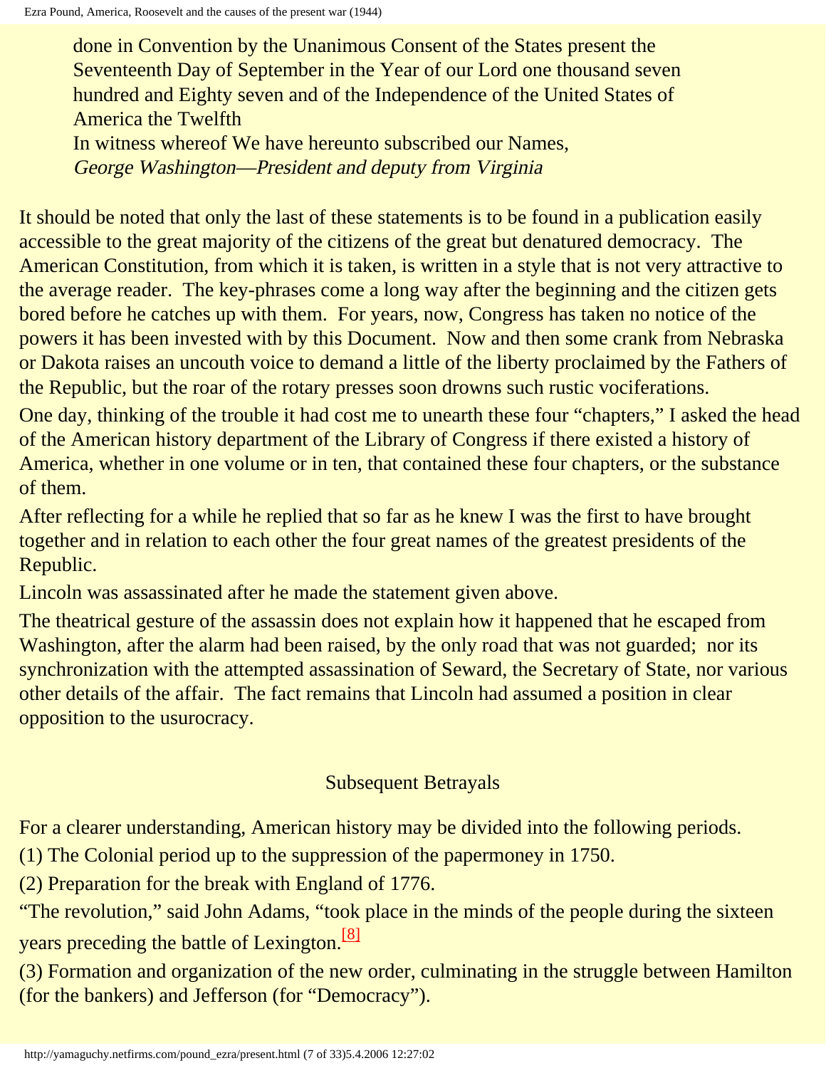done in Convention by the Unanimous Consent of the States present the Seventeenth Day of September in the Year of our Lord one thousand seven hundred and Eighty seven and of the Independence of the United States of America the Twelfth
In witness whereof We have hereunto subscribed our Names,
*George Washington—President and deputy from Virginia*

It should be noted that only the last of these statements is to be found in a publication easily accessible to the great majority of the citizens of the great but denatured democracy. The American Constitution, from which it is taken, is written in a style that is not very attractive to the average reader. The key-phrases come a long way after the beginning and the citizen gets bored before he catches up with them. For years, now, Congress has taken no notice of the powers it has been invested with by this Document. Now and then some crank from Nebraska or Dakota raises an uncouth voice to demand a little of the liberty proclaimed by the Fathers of the Republic, but the roar of the rotary presses soon drowns such rustic vociferations.

One day, thinking of the trouble it had cost me to unearth these four "chapters," I asked the head of the American history department of the Library of Congress if there existed a history of America, whether in one volume or in ten, that contained these four chapters, or the substance of them.

After reflecting for a while he replied that so far as he knew I was the first to have brought together and in relation to each other the four great names of the greatest presidents of the Republic.

Lincoln was assassinated after he made the statement given above.

The theatrical gesture of the assassin does not explain how it happened that he escaped from Washington, after the alarm had been raised, by the only road that was not guarded; nor its synchronization with the attempted assassination of Seward, the Secretary of State, nor various other details of the affair. The fact remains that Lincoln had assumed a position in clear opposition to the usurocracy.

## Subsequent Betrayals

For a clearer understanding, American history may be divided into the following periods.

(1) The Colonial period up to the suppression of the papermoney in 1750.

(2) Preparation for the break with England of 1776.

"The revolution," said John Adams, "took place in the minds of the people during the sixteen years preceding the battle of Lexington.[8]

(3) Formation and organization of the new order, culminating in the struggle between Hamilton (for the bankers) and Jefferson (for "Democracy").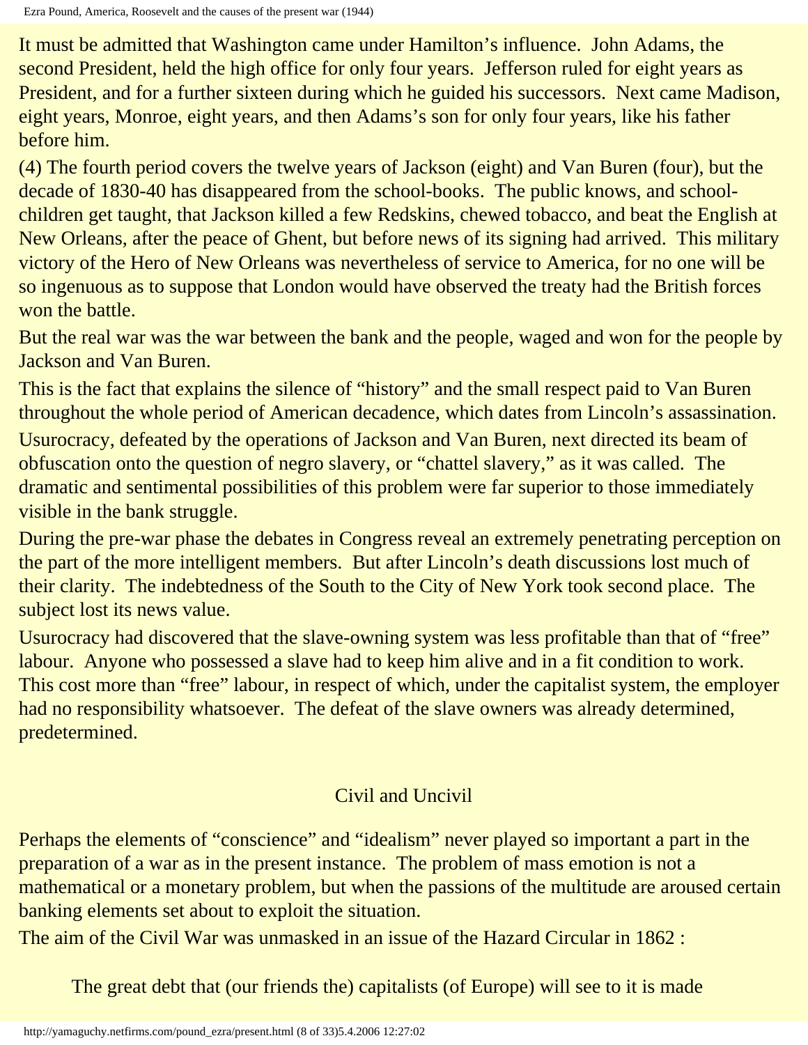It must be admitted that Washington came under Hamilton's influence. John Adams, the second President, held the high office for only four years. Jefferson ruled for eight years as President, and for a further sixteen during which he guided his successors. Next came Madison, eight years, Monroe, eight years, and then Adams's son for only four years, like his father before him.

(4) The fourth period covers the twelve years of Jackson (eight) and Van Buren (four), but the decade of 1830-40 has disappeared from the school-books. The public knows, and school-children get taught, that Jackson killed a few Redskins, chewed tobacco, and beat the English at New Orleans, after the peace of Ghent, but before news of its signing had arrived. This military victory of the Hero of New Orleans was nevertheless of service to America, for no one will be so ingenuous as to suppose that London would have observed the treaty had the British forces won the battle.

But the real war was the war between the bank and the people, waged and won for the people by Jackson and Van Buren.

This is the fact that explains the silence of "history" and the small respect paid to Van Buren throughout the whole period of American decadence, which dates from Lincoln's assassination.

Usurocracy, defeated by the operations of Jackson and Van Buren, next directed its beam of obfuscation onto the question of negro slavery, or "chattel slavery," as it was called. The dramatic and sentimental possibilities of this problem were far superior to those immediately visible in the bank struggle.

During the pre-war phase the debates in Congress reveal an extremely penetrating perception on the part of the more intelligent members. But after Lincoln's death discussions lost much of their clarity. The indebtedness of the South to the City of New York took second place. The subject lost its news value.

Usurocracy had discovered that the slave-owning system was less profitable than that of "free" labour. Anyone who possessed a slave had to keep him alive and in a fit condition to work. This cost more than "free" labour, in respect of which, under the capitalist system, the employer had no responsibility whatsoever. The defeat of the slave owners was already determined, predetermined.

## Civil and Uncivil

Perhaps the elements of "conscience" and "idealism" never played so important a part in the preparation of a war as in the present instance. The problem of mass emotion is not a mathematical or a monetary problem, but when the passions of the multitude are aroused certain banking elements set about to exploit the situation.

The aim of the Civil War was unmasked in an issue of the Hazard Circular in 1862 :

> The great debt that (our friends the) capitalists (of Europe) will see to it is made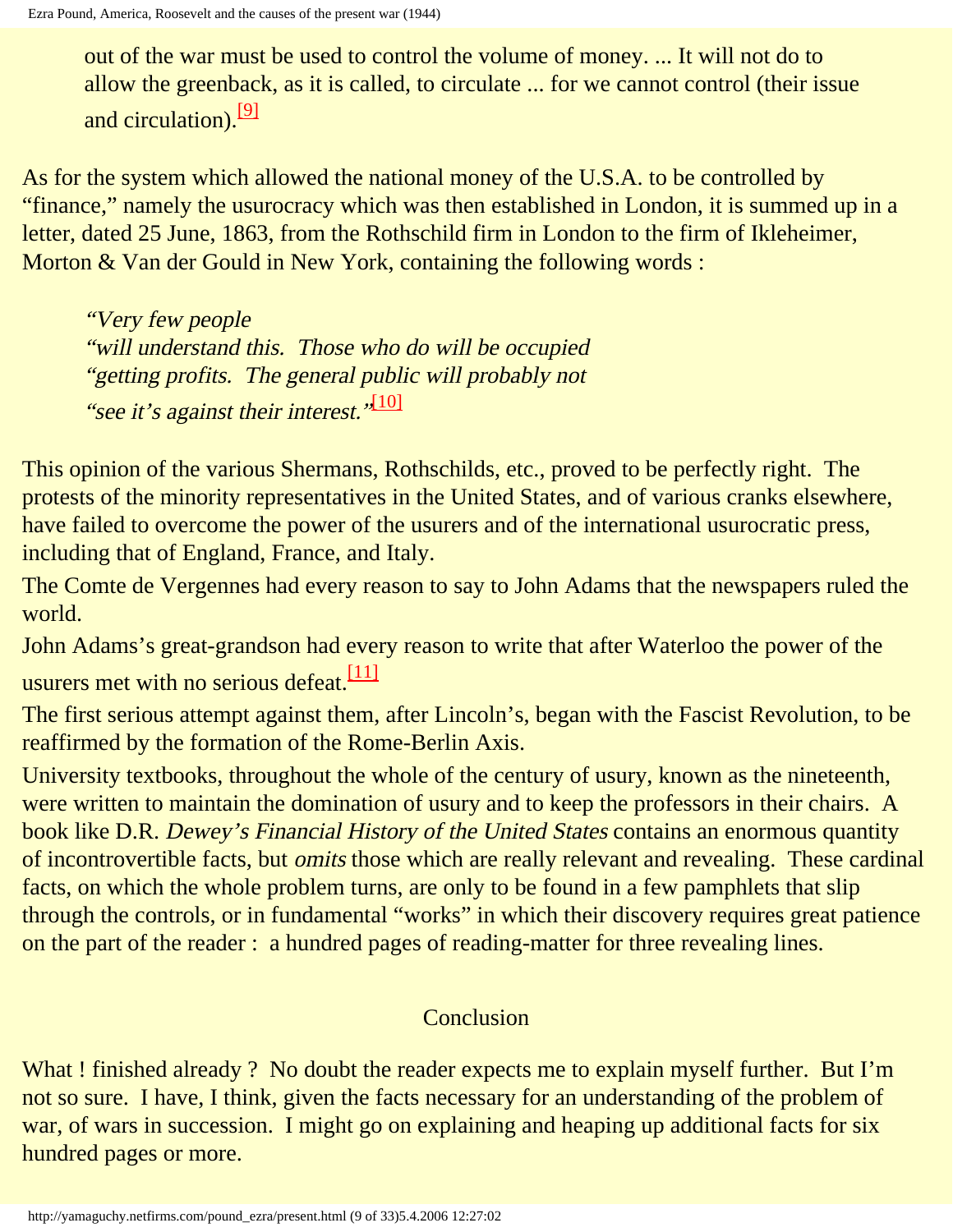out of the war must be used to control the volume of money. ... It will not do to allow the greenback, as it is called, to circulate ... for we cannot control (their issue and circulation).[9]

As for the system which allowed the national money of the U.S.A. to be controlled by "finance," namely the usurocracy which was then established in London, it is summed up in a letter, dated 25 June, 1863, from the Rothschild firm in London to the firm of Ikleheimer, Morton & Van der Gould in New York, containing the following words :

> *"Very few people*
> *"will understand this. Those who do will be occupied*
> *"getting profits. The general public will probably not*
> *"see it's against their interest."*[10]

This opinion of the various Shermans, Rothschilds, etc., proved to be perfectly right. The protests of the minority representatives in the United States, and of various cranks elsewhere, have failed to overcome the power of the usurers and of the international usurocratic press, including that of England, France, and Italy.

The Comte de Vergennes had every reason to say to John Adams that the newspapers ruled the world.

John Adams's great-grandson had every reason to write that after Waterloo the power of the usurers met with no serious defeat.[11]

The first serious attempt against them, after Lincoln's, began with the Fascist Revolution, to be reaffirmed by the formation of the Rome-Berlin Axis.

University textbooks, throughout the whole of the century of usury, known as the nineteenth, were written to maintain the domination of usury and to keep the professors in their chairs. A book like D.R. *Dewey's Financial History of the United States* contains an enormous quantity of incontrovertible facts, but *omits* those which are really relevant and revealing. These cardinal facts, on which the whole problem turns, are only to be found in a few pamphlets that slip through the controls, or in fundamental "works" in which their discovery requires great patience on the part of the reader : a hundred pages of reading-matter for three revealing lines.

## Conclusion

What ! finished already ? No doubt the reader expects me to explain myself further. But I'm not so sure. I have, I think, given the facts necessary for an understanding of the problem of war, of wars in succession. I might go on explaining and heaping up additional facts for six hundred pages or more.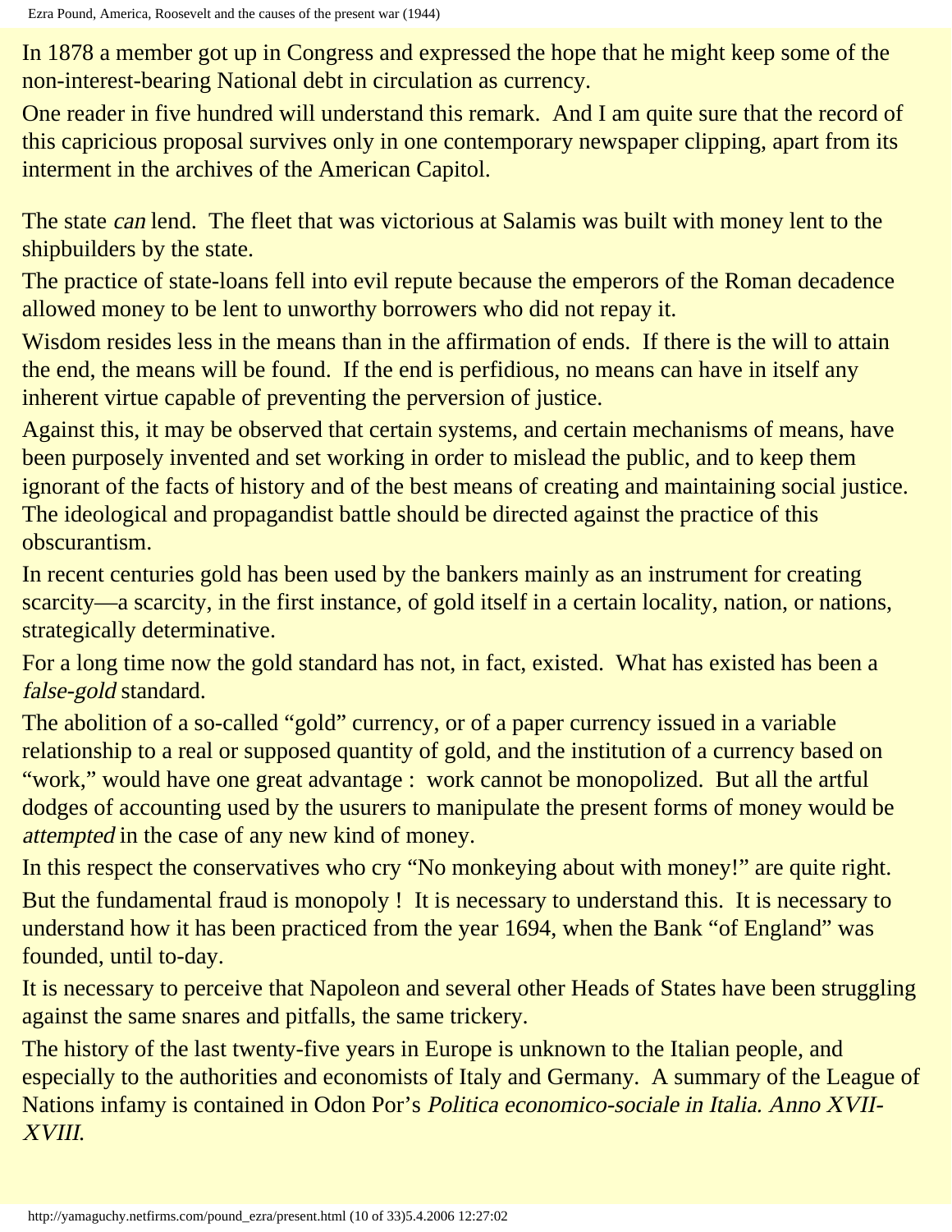In 1878 a member got up in Congress and expressed the hope that he might keep some of the non-interest-bearing National debt in circulation as currency.

One reader in five hundred will understand this remark. And I am quite sure that the record of this capricious proposal survives only in one contemporary newspaper clipping, apart from its interment in the archives of the American Capitol.

The state *can* lend. The fleet that was victorious at Salamis was built with money lent to the shipbuilders by the state.

The practice of state-loans fell into evil repute because the emperors of the Roman decadence allowed money to be lent to unworthy borrowers who did not repay it.

Wisdom resides less in the means than in the affirmation of ends. If there is the will to attain the end, the means will be found. If the end is perfidious, no means can have in itself any inherent virtue capable of preventing the perversion of justice.

Against this, it may be observed that certain systems, and certain mechanisms of means, have been purposely invented and set working in order to mislead the public, and to keep them ignorant of the facts of history and of the best means of creating and maintaining social justice. The ideological and propagandist battle should be directed against the practice of this obscurantism.

In recent centuries gold has been used by the bankers mainly as an instrument for creating scarcity—a scarcity, in the first instance, of gold itself in a certain locality, nation, or nations, strategically determinative.

For a long time now the gold standard has not, in fact, existed. What has existed has been a *false-gold* standard.

The abolition of a so-called "gold" currency, or of a paper currency issued in a variable relationship to a real or supposed quantity of gold, and the institution of a currency based on "work," would have one great advantage : work cannot be monopolized. But all the artful dodges of accounting used by the usurers to manipulate the present forms of money would be *attempted* in the case of any new kind of money.

In this respect the conservatives who cry "No monkeying about with money!" are quite right.

But the fundamental fraud is monopoly ! It is necessary to understand this. It is necessary to understand how it has been practiced from the year 1694, when the Bank "of England" was founded, until to-day.

It is necessary to perceive that Napoleon and several other Heads of States have been struggling against the same snares and pitfalls, the same trickery.

The history of the last twenty-five years in Europe is unknown to the Italian people, and especially to the authorities and economists of Italy and Germany. A summary of the League of Nations infamy is contained in Odon Por's *Politica economico-sociale in Italia. Anno XVII-XVIII.*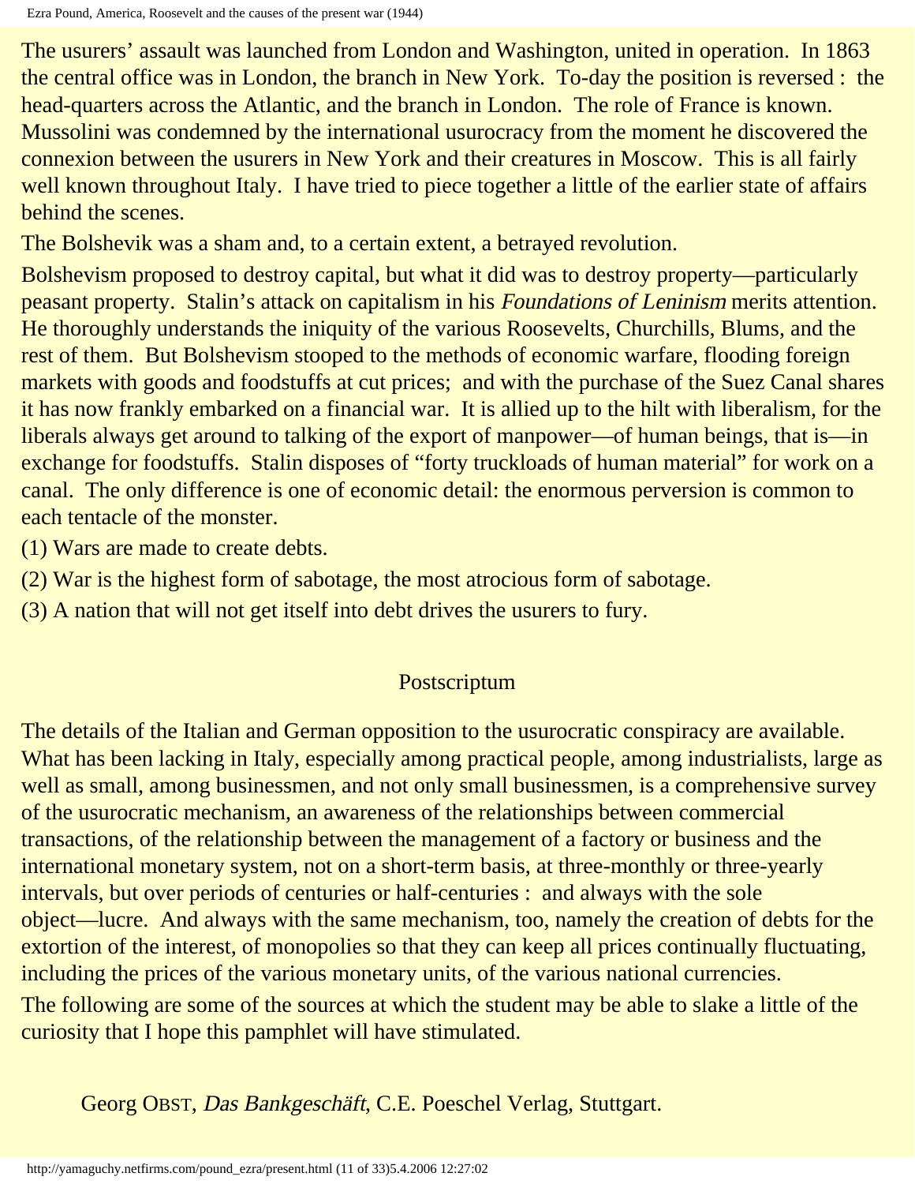The usurers' assault was launched from London and Washington, united in operation. In 1863 the central office was in London, the branch in New York. To-day the position is reversed : the head-quarters across the Atlantic, and the branch in London. The role of France is known. Mussolini was condemned by the international usurocracy from the moment he discovered the connexion between the usurers in New York and their creatures in Moscow. This is all fairly well known throughout Italy. I have tried to piece together a little of the earlier state of affairs behind the scenes.

The Bolshevik was a sham and, to a certain extent, a betrayed revolution.

Bolshevism proposed to destroy capital, but what it did was to destroy property—particularly peasant property. Stalin's attack on capitalism in his *Foundations of Leninism* merits attention. He thoroughly understands the iniquity of the various Roosevelts, Churchills, Blums, and the rest of them. But Bolshevism stooped to the methods of economic warfare, flooding foreign markets with goods and foodstuffs at cut prices; and with the purchase of the Suez Canal shares it has now frankly embarked on a financial war. It is allied up to the hilt with liberalism, for the liberals always get around to talking of the export of manpower—of human beings, that is—in exchange for foodstuffs. Stalin disposes of "forty truckloads of human material" for work on a canal. The only difference is one of economic detail: the enormous perversion is common to each tentacle of the monster.

(1) Wars are made to create debts.

(2) War is the highest form of sabotage, the most atrocious form of sabotage.

(3) A nation that will not get itself into debt drives the usurers to fury.

## Postscriptum

The details of the Italian and German opposition to the usurocratic conspiracy are available. What has been lacking in Italy, especially among practical people, among industrialists, large as well as small, among businessmen, and not only small businessmen, is a comprehensive survey of the usurocratic mechanism, an awareness of the relationships between commercial transactions, of the relationship between the management of a factory or business and the international monetary system, not on a short-term basis, at three-monthly or three-yearly intervals, but over periods of centuries or half-centuries : and always with the sole object—lucre. And always with the same mechanism, too, namely the creation of debts for the extortion of the interest, of monopolies so that they can keep all prices continually fluctuating, including the prices of the various monetary units, of the various national currencies.

The following are some of the sources at which the student may be able to slake a little of the curiosity that I hope this pamphlet will have stimulated.

Georg OBST, *Das Bankgeschäft*, C.E. Poeschel Verlag, Stuttgart.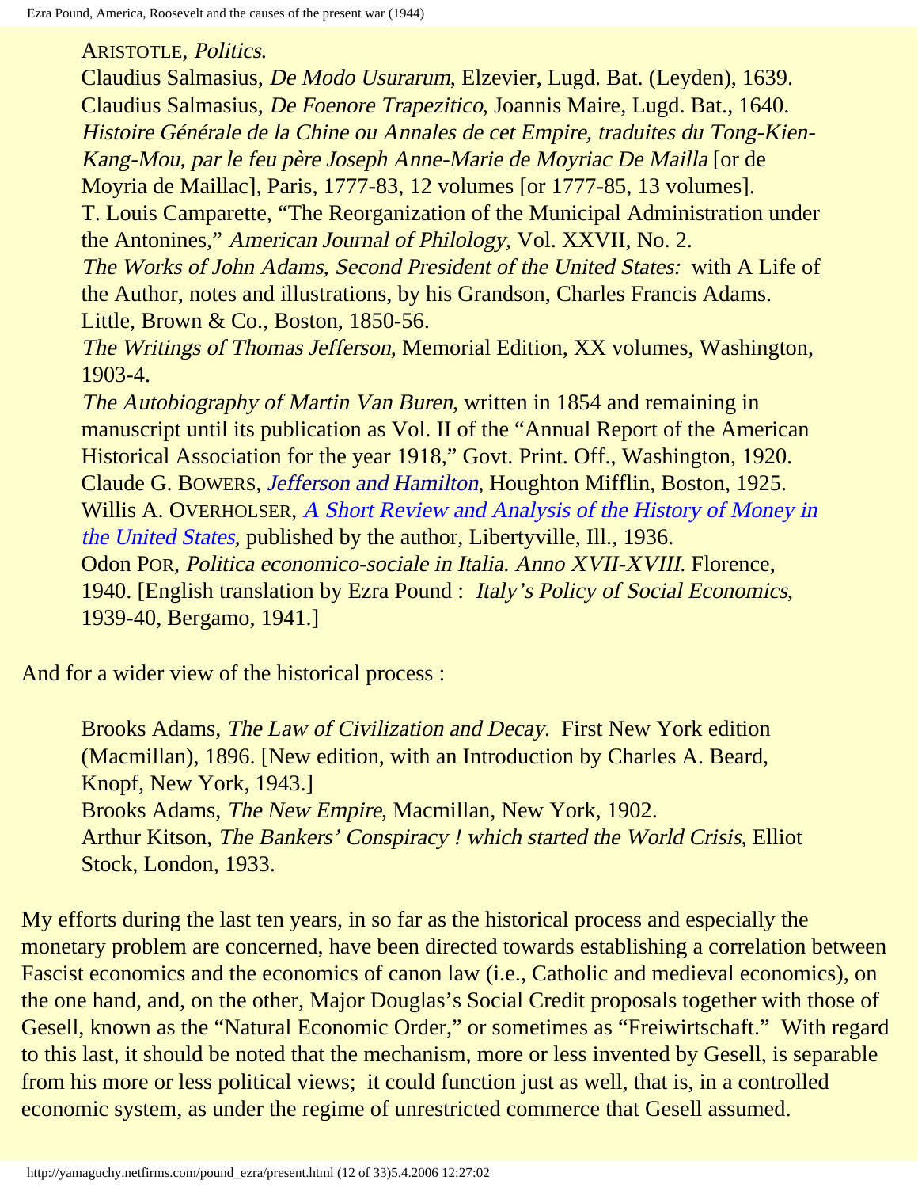ARISTOTLE, *Politics*.
Claudius Salmasius, *De Modo Usurarum*, Elzevier, Lugd. Bat. (Leyden), 1639.
Claudius Salmasius, *De Foenore Trapezitico*, Joannis Maire, Lugd. Bat., 1640.
*Histoire Générale de la Chine ou Annales de cet Empire, traduites du Tong-Kien-Kang-Mou, par le feu père Joseph Anne-Marie de Moyriac De Mailla* [or de Moyria de Maillac], Paris, 1777-83, 12 volumes [or 1777-85, 13 volumes].
T. Louis Camparette, "The Reorganization of the Municipal Administration under the Antonines," *American Journal of Philology*, Vol. XXVII, No. 2.
*The Works of John Adams, Second President of the United States:* with A Life of the Author, notes and illustrations, by his Grandson, Charles Francis Adams. Little, Brown & Co., Boston, 1850-56.
*The Writings of Thomas Jefferson*, Memorial Edition, XX volumes, Washington, 1903-4.
*The Autobiography of Martin Van Buren*, written in 1854 and remaining in manuscript until its publication as Vol. II of the "Annual Report of the American Historical Association for the year 1918," Govt. Print. Off., Washington, 1920.
Claude G. BOWERS, *Jefferson and Hamilton*, Houghton Mifflin, Boston, 1925.
Willis A. OVERHOLSER, *A Short Review and Analysis of the History of Money in the United States*, published by the author, Libertyville, Ill., 1936.
Odon POR, *Politica economico-sociale in Italia. Anno XVII-XVIII.* Florence, 1940. [English translation by Ezra Pound : *Italy's Policy of Social Economics*, 1939-40, Bergamo, 1941.]

And for a wider view of the historical process :

Brooks Adams, *The Law of Civilization and Decay*. First New York edition (Macmillan), 1896. [New edition, with an Introduction by Charles A. Beard, Knopf, New York, 1943.]
Brooks Adams, *The New Empire*, Macmillan, New York, 1902.
Arthur Kitson, *The Bankers' Conspiracy ! which started the World Crisis*, Elliot Stock, London, 1933.

My efforts during the last ten years, in so far as the historical process and especially the monetary problem are concerned, have been directed towards establishing a correlation between Fascist economics and the economics of canon law (i.e., Catholic and medieval economics), on the one hand, and, on the other, Major Douglas's Social Credit proposals together with those of Gesell, known as the "Natural Economic Order," or sometimes as "Freiwirtschaft." With regard to this last, it should be noted that the mechanism, more or less invented by Gesell, is separable from his more or less political views; it could function just as well, that is, in a controlled economic system, as under the regime of unrestricted commerce that Gesell assumed.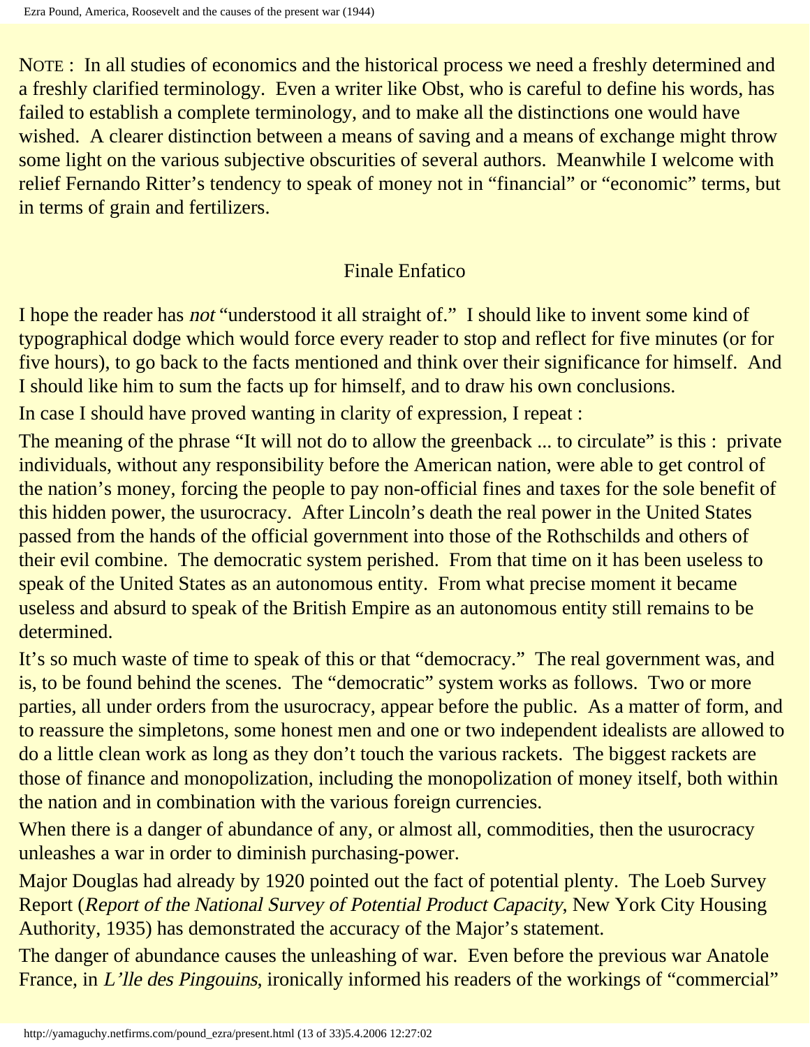NOTE : In all studies of economics and the historical process we need a freshly determined and a freshly clarified terminology. Even a writer like Obst, who is careful to define his words, has failed to establish a complete terminology, and to make all the distinctions one would have wished. A clearer distinction between a means of saving and a means of exchange might throw some light on the various subjective obscurities of several authors. Meanwhile I welcome with relief Fernando Ritter's tendency to speak of money not in "financial" or "economic" terms, but in terms of grain and fertilizers.

## Finale Enfatico

I hope the reader has *not* "understood it all straight of." I should like to invent some kind of typographical dodge which would force every reader to stop and reflect for five minutes (or for five hours), to go back to the facts mentioned and think over their significance for himself. And I should like him to sum the facts up for himself, and to draw his own conclusions.

In case I should have proved wanting in clarity of expression, I repeat :

The meaning of the phrase "It will not do to allow the greenback ... to circulate" is this : private individuals, without any responsibility before the American nation, were able to get control of the nation's money, forcing the people to pay non-official fines and taxes for the sole benefit of this hidden power, the usurocracy. After Lincoln's death the real power in the United States passed from the hands of the official government into those of the Rothschilds and others of their evil combine. The democratic system perished. From that time on it has been useless to speak of the United States as an autonomous entity. From what precise moment it became useless and absurd to speak of the British Empire as an autonomous entity still remains to be determined.

It's so much waste of time to speak of this or that "democracy." The real government was, and is, to be found behind the scenes. The "democratic" system works as follows. Two or more parties, all under orders from the usurocracy, appear before the public. As a matter of form, and to reassure the simpletons, some honest men and one or two independent idealists are allowed to do a little clean work as long as they don't touch the various rackets. The biggest rackets are those of finance and monopolization, including the monopolization of money itself, both within the nation and in combination with the various foreign currencies.

When there is a danger of abundance of any, or almost all, commodities, then the usurocracy unleashes a war in order to diminish purchasing-power.

Major Douglas had already by 1920 pointed out the fact of potential plenty. The Loeb Survey Report (*Report of the National Survey of Potential Product Capacity*, New York City Housing Authority, 1935) has demonstrated the accuracy of the Major's statement.

The danger of abundance causes the unleashing of war. Even before the previous war Anatole France, in *L'lle des Pingouins*, ironically informed his readers of the workings of "commercial"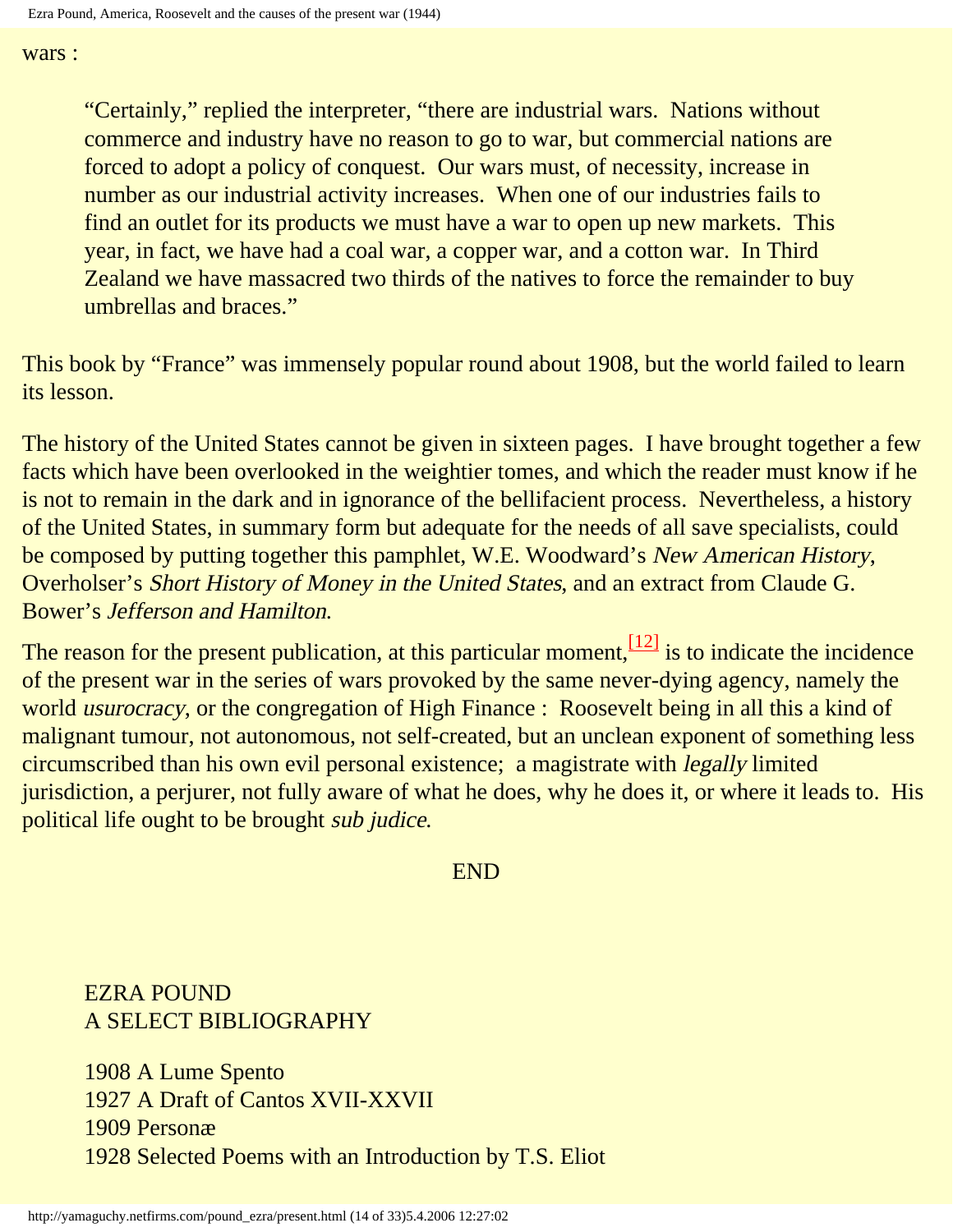wars :

> "Certainly," replied the interpreter, "there are industrial wars. Nations without commerce and industry have no reason to go to war, but commercial nations are forced to adopt a policy of conquest. Our wars must, of necessity, increase in number as our industrial activity increases. When one of our industries fails to find an outlet for its products we must have a war to open up new markets. This year, in fact, we have had a coal war, a copper war, and a cotton war. In Third Zealand we have massacred two thirds of the natives to force the remainder to buy umbrellas and braces."

This book by "France" was immensely popular round about 1908, but the world failed to learn its lesson.

The history of the United States cannot be given in sixteen pages. I have brought together a few facts which have been overlooked in the weightier tomes, and which the reader must know if he is not to remain in the dark and in ignorance of the bellifacient process. Nevertheless, a history of the United States, in summary form but adequate for the needs of all save specialists, could be composed by putting together this pamphlet, W.E. Woodward's *New American History*, Overholser's *Short History of Money in the United States*, and an extract from Claude G. Bower's *Jefferson and Hamilton*.

The reason for the present publication, at this particular moment,[12] is to indicate the incidence of the present war in the series of wars provoked by the same never-dying agency, namely the world *usurocracy*, or the congregation of High Finance : Roosevelt being in all this a kind of malignant tumour, not autonomous, not self-created, but an unclean exponent of something less circumscribed than his own evil personal existence; a magistrate with *legally* limited jurisdiction, a perjurer, not fully aware of what he does, why he does it, or where it leads to. His political life ought to be brought *sub judice*.

END

EZRA POUND
A SELECT BIBLIOGRAPHY

1908 A Lume Spento
1927 A Draft of Cantos XVII-XXVII
1909 Personæ
1928 Selected Poems with an Introduction by T.S. Eliot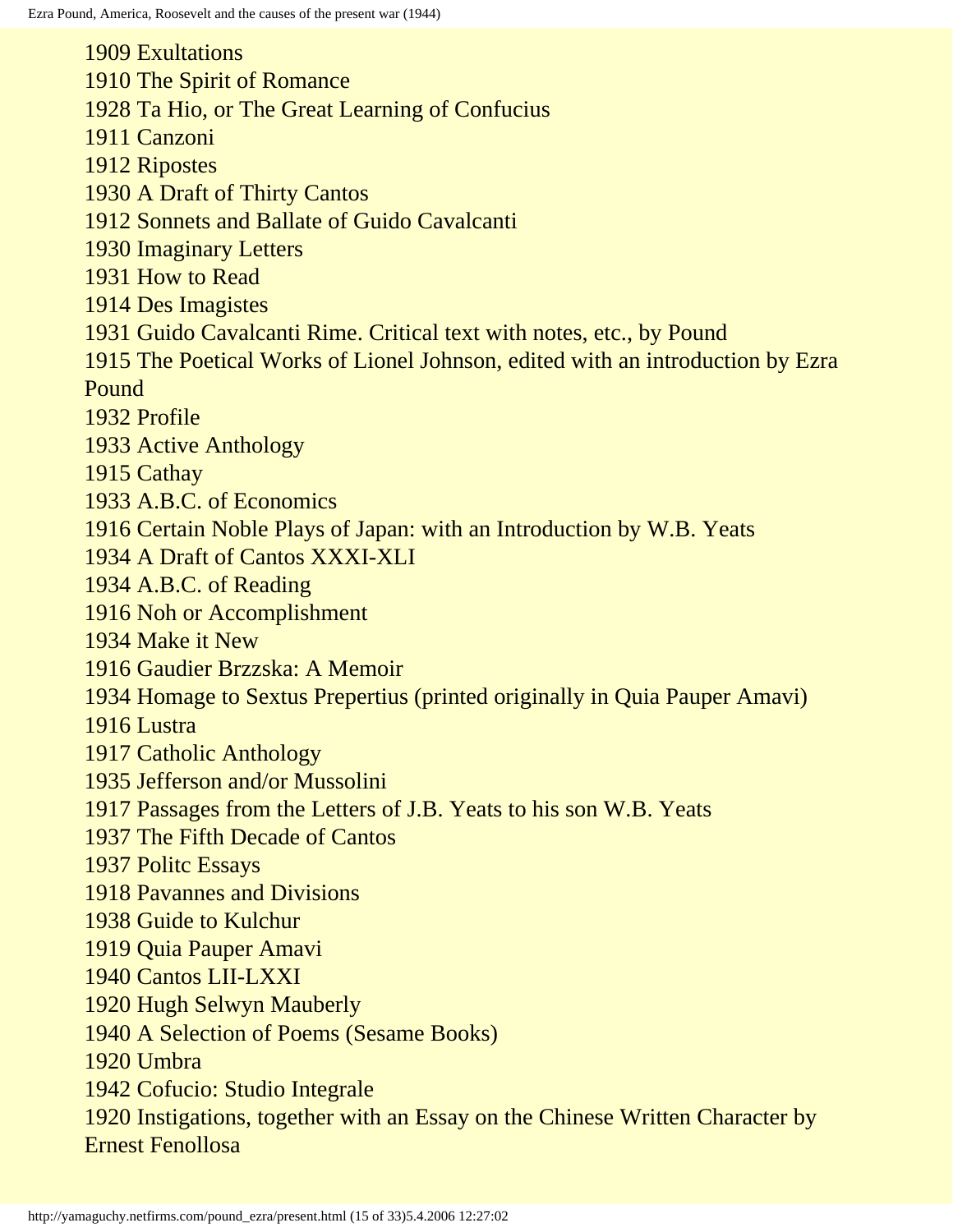1909 Exultations
1910 The Spirit of Romance
1928 Ta Hio, or The Great Learning of Confucius
1911 Canzoni
1912 Ripostes
1930 A Draft of Thirty Cantos
1912 Sonnets and Ballate of Guido Cavalcanti
1930 Imaginary Letters
1931 How to Read
1914 Des Imagistes
1931 Guido Cavalcanti Rime. Critical text with notes, etc., by Pound
1915 The Poetical Works of Lionel Johnson, edited with an introduction by Ezra Pound
1932 Profile
1933 Active Anthology
1915 Cathay
1933 A.B.C. of Economics
1916 Certain Noble Plays of Japan: with an Introduction by W.B. Yeats
1934 A Draft of Cantos XXXI-XLI
1934 A.B.C. of Reading
1916 Noh or Accomplishment
1934 Make it New
1916 Gaudier Brzzska: A Memoir
1934 Homage to Sextus Prepertius (printed originally in Quia Pauper Amavi)
1916 Lustra
1917 Catholic Anthology
1935 Jefferson and/or Mussolini
1917 Passages from the Letters of J.B. Yeats to his son W.B. Yeats
1937 The Fifth Decade of Cantos
1937 Politc Essays
1918 Pavannes and Divisions
1938 Guide to Kulchur
1919 Quia Pauper Amavi
1940 Cantos LII-LXXI
1920 Hugh Selwyn Mauberly
1940 A Selection of Poems (Sesame Books)
1920 Umbra
1942 Cofucio: Studio Integrale
1920 Instigations, together with an Essay on the Chinese Written Character by Ernest Fenollosa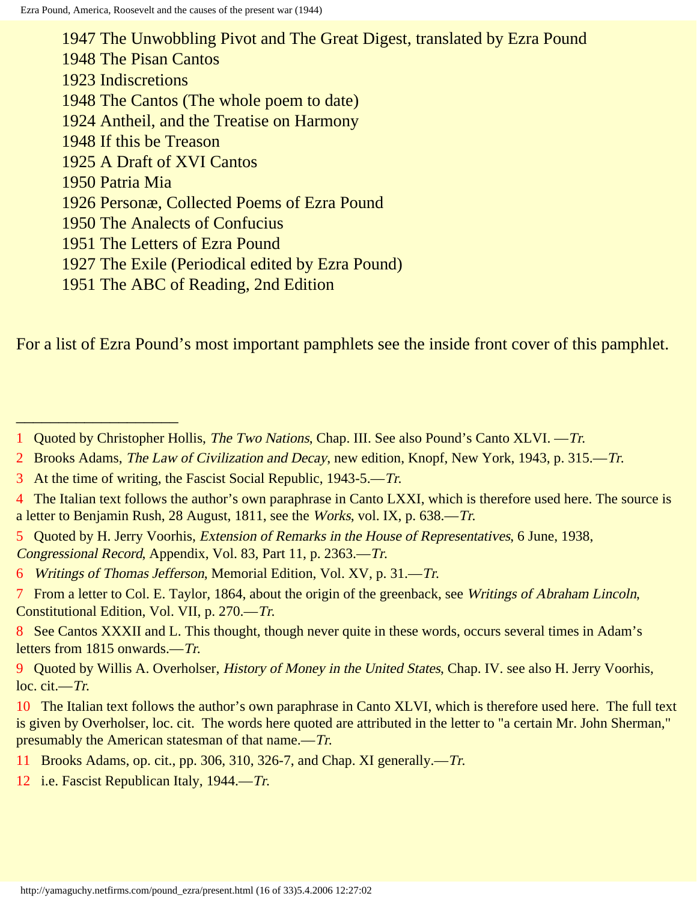1947 The Unwobbling Pivot and The Great Digest, translated by Ezra Pound
1948 The Pisan Cantos
1923 Indiscretions
1948 The Cantos (The whole poem to date)
1924 Antheil, and the Treatise on Harmony
1948 If this be Treason
1925 A Draft of XVI Cantos
1950 Patria Mia
1926 Personæ, Collected Poems of Ezra Pound
1950 The Analects of Confucius
1951 The Letters of Ezra Pound
1927 The Exile (Periodical edited by Ezra Pound)
1951 The ABC of Reading, 2nd Edition

For a list of Ezra Pound's most important pamphlets see the inside front cover of this pamphlet.

---

1 Quoted by Christopher Hollis, *The Two Nations*, Chap. III. See also Pound's Canto XLVI. —*Tr.*

2 Brooks Adams, *The Law of Civilization and Decay*, new edition, Knopf, New York, 1943, p. 315.—*Tr.*

3 At the time of writing, the Fascist Social Republic, 1943-5.—*Tr.*

4 The Italian text follows the author's own paraphrase in Canto LXXI, which is therefore used here. The source is a letter to Benjamin Rush, 28 August, 1811, see the *Works*, vol. IX, p. 638.—*Tr.*

5 Quoted by H. Jerry Voorhis, *Extension of Remarks in the House of Representatives*, 6 June, 1938, *Congressional Record*, Appendix, Vol. 83, Part 11, p. 2363.—*Tr.*

6 *Writings of Thomas Jefferson*, Memorial Edition, Vol. XV, p. 31.—*Tr.*

7 From a letter to Col. E. Taylor, 1864, about the origin of the greenback, see *Writings of Abraham Lincoln*, Constitutional Edition, Vol. VII, p. 270.—*Tr.*

8 See Cantos XXXII and L. This thought, though never quite in these words, occurs several times in Adam's letters from 1815 onwards.—*Tr.*

9 Quoted by Willis A. Overholser, *History of Money in the United States*, Chap. IV. see also H. Jerry Voorhis, loc. cit.—*Tr.*

10 The Italian text follows the author's own paraphrase in Canto XLVI, which is therefore used here. The full text is given by Overholser, loc. cit. The words here quoted are attributed in the letter to "a certain Mr. John Sherman," presumably the American statesman of that name.—*Tr.*

11 Brooks Adams, op. cit., pp. 306, 310, 326-7, and Chap. XI generally.—*Tr.*

12 i.e. Fascist Republican Italy, 1944.—*Tr.*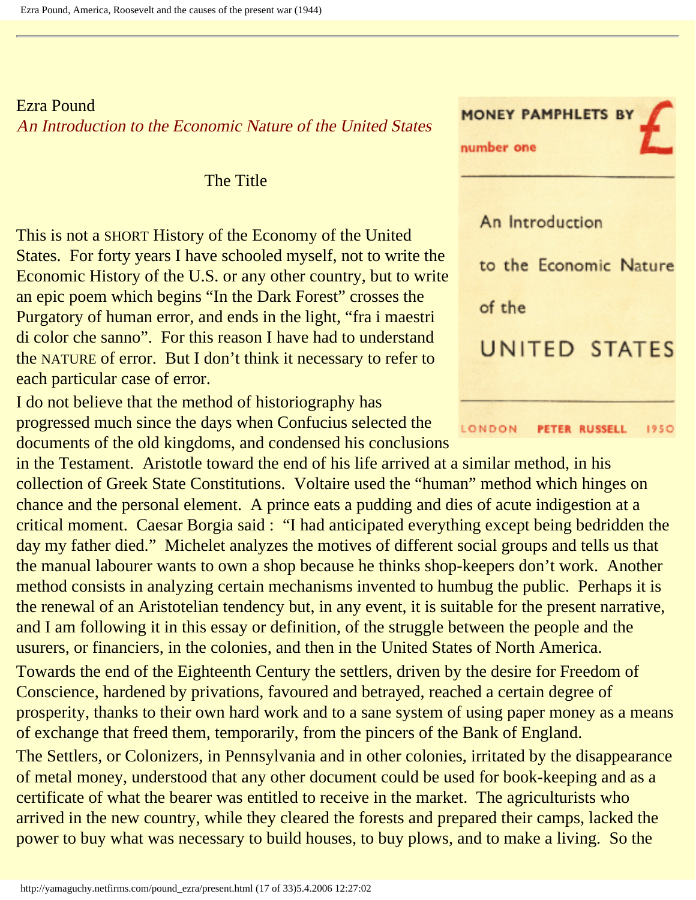Ezra Pound
*An Introduction to the Economic Nature of the United States*

MONEY PAMPHLETS BY £
number one

An Introduction to the Economic Nature of the UNITED STATES

LONDON PETER RUSSELL 1950

## The Title

This is not a SHORT History of the Economy of the United States. For forty years I have schooled myself, not to write the Economic History of the U.S. or any other country, but to write an epic poem which begins "In the Dark Forest" crosses the Purgatory of human error, and ends in the light, "fra i maestri di color che sanno". For this reason I have had to understand the NATURE of error. But I don't think it necessary to refer to each particular case of error.

I do not believe that the method of historiography has progressed much since the days when Confucius selected the documents of the old kingdoms, and condensed his conclusions in the Testament. Aristotle toward the end of his life arrived at a similar method, in his collection of Greek State Constitutions. Voltaire used the "human" method which hinges on chance and the personal element. A prince eats a pudding and dies of acute indigestion at a critical moment. Caesar Borgia said : "I had anticipated everything except being bedridden the day my father died." Michelet analyzes the motives of different social groups and tells us that the manual labourer wants to own a shop because he thinks shop-keepers don't work. Another method consists in analyzing certain mechanisms invented to humbug the public. Perhaps it is the renewal of an Aristotelian tendency but, in any event, it is suitable for the present narrative, and I am following it in this essay or definition, of the struggle between the people and the usurers, or financiers, in the colonies, and then in the United States of North America.

Towards the end of the Eighteenth Century the settlers, driven by the desire for Freedom of Conscience, hardened by privations, favoured and betrayed, reached a certain degree of prosperity, thanks to their own hard work and to a sane system of using paper money as a means of exchange that freed them, temporarily, from the pincers of the Bank of England.

The Settlers, or Colonizers, in Pennsylvania and in other colonies, irritated by the disappearance of metal money, understood that any other document could be used for book-keeping and as a certificate of what the bearer was entitled to receive in the market. The agriculturists who arrived in the new country, while they cleared the forests and prepared their camps, lacked the power to buy what was necessary to build houses, to buy plows, and to make a living. So the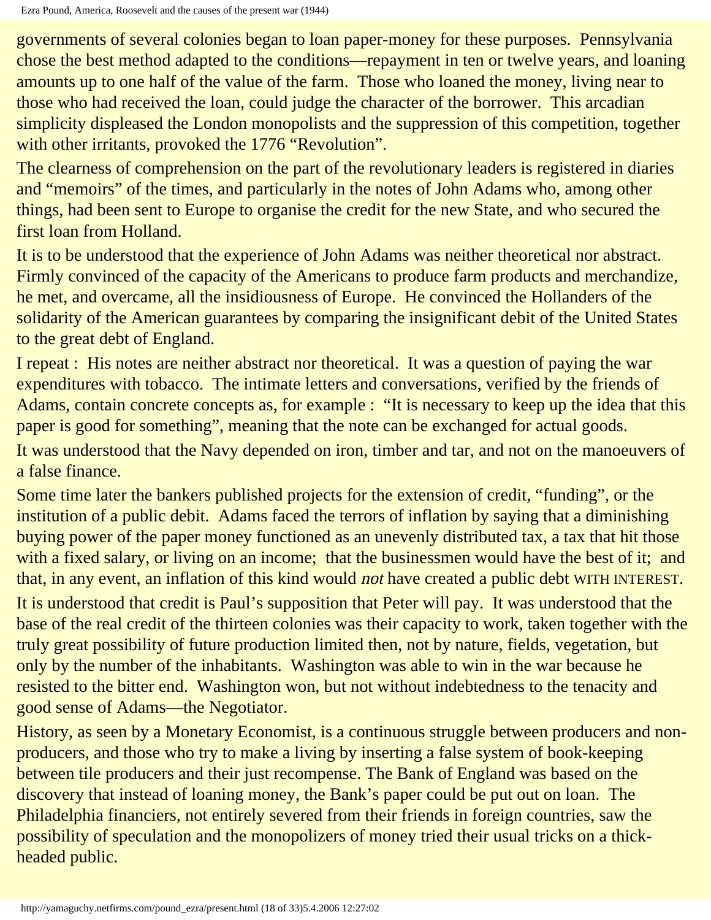governments of several colonies began to loan paper-money for these purposes. Pennsylvania chose the best method adapted to the conditions—repayment in ten or twelve years, and loaning amounts up to one half of the value of the farm. Those who loaned the money, living near to those who had received the loan, could judge the character of the borrower. This arcadian simplicity displeased the London monopolists and the suppression of this competition, together with other irritants, provoked the 1776 "Revolution".

The clearness of comprehension on the part of the revolutionary leaders is registered in diaries and "memoirs" of the times, and particularly in the notes of John Adams who, among other things, had been sent to Europe to organise the credit for the new State, and who secured the first loan from Holland.

It is to be understood that the experience of John Adams was neither theoretical nor abstract. Firmly convinced of the capacity of the Americans to produce farm products and merchandize, he met, and overcame, all the insidiousness of Europe. He convinced the Hollanders of the solidarity of the American guarantees by comparing the insignificant debit of the United States to the great debt of England.

I repeat : His notes are neither abstract nor theoretical. It was a question of paying the war expenditures with tobacco. The intimate letters and conversations, verified by the friends of Adams, contain concrete concepts as, for example : "It is necessary to keep up the idea that this paper is good for something", meaning that the note can be exchanged for actual goods.

It was understood that the Navy depended on iron, timber and tar, and not on the manoeuvers of a false finance.

Some time later the bankers published projects for the extension of credit, "funding", or the institution of a public debit. Adams faced the terrors of inflation by saying that a diminishing buying power of the paper money functioned as an unevenly distributed tax, a tax that hit those with a fixed salary, or living on an income; that the businessmen would have the best of it; and that, in any event, an inflation of this kind would *not* have created a public debt WITH INTEREST.

It is understood that credit is Paul's supposition that Peter will pay. It was understood that the base of the real credit of the thirteen colonies was their capacity to work, taken together with the truly great possibility of future production limited then, not by nature, fields, vegetation, but only by the number of the inhabitants. Washington was able to win in the war because he resisted to the bitter end. Washington won, but not without indebtedness to the tenacity and good sense of Adams—the Negotiator.

History, as seen by a Monetary Economist, is a continuous struggle between producers and non-producers, and those who try to make a living by inserting a false system of book-keeping between tile producers and their just recompense. The Bank of England was based on the discovery that instead of loaning money, the Bank's paper could be put out on loan. The Philadelphia financiers, not entirely severed from their friends in foreign countries, saw the possibility of speculation and the monopolizers of money tried their usual tricks on a thick-headed public.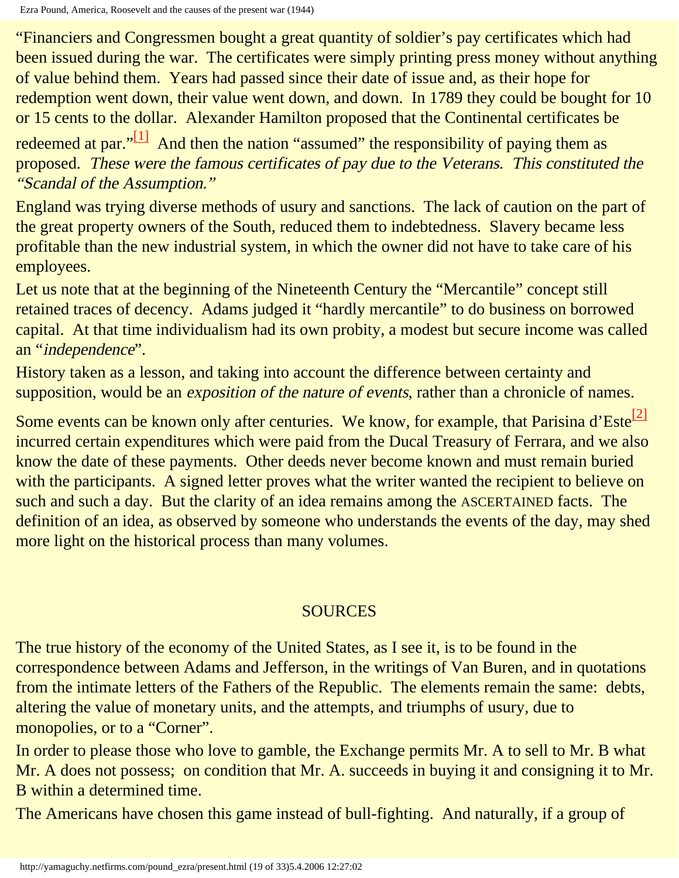"Financiers and Congressmen bought a great quantity of soldier's pay certificates which had been issued during the war. The certificates were simply printing press money without anything of value behind them. Years had passed since their date of issue and, as their hope for redemption went down, their value went down, and down. In 1789 they could be bought for 10 or 15 cents to the dollar. Alexander Hamilton proposed that the Continental certificates be redeemed at par."[1] And then the nation "assumed" the responsibility of paying them as proposed. *These were the famous certificates of pay due to the Veterans. This constituted the "Scandal of the Assumption."*

England was trying diverse methods of usury and sanctions. The lack of caution on the part of the great property owners of the South, reduced them to indebtedness. Slavery became less profitable than the new industrial system, in which the owner did not have to take care of his employees.

Let us note that at the beginning of the Nineteenth Century the "Mercantile" concept still retained traces of decency. Adams judged it "hardly mercantile" to do business on borrowed capital. At that time individualism had its own probity, a modest but secure income was called an "*independence*".

History taken as a lesson, and taking into account the difference between certainty and supposition, would be an *exposition of the nature of events*, rather than a chronicle of names.

Some events can be known only after centuries. We know, for example, that Parisina d'Este[2] incurred certain expenditures which were paid from the Ducal Treasury of Ferrara, and we also know the date of these payments. Other deeds never become known and must remain buried with the participants. A signed letter proves what the writer wanted the recipient to believe on such and such a day. But the clarity of an idea remains among the ASCERTAINED facts. The definition of an idea, as observed by someone who understands the events of the day, may shed more light on the historical process than many volumes.

## SOURCES

The true history of the economy of the United States, as I see it, is to be found in the correspondence between Adams and Jefferson, in the writings of Van Buren, and in quotations from the intimate letters of the Fathers of the Republic. The elements remain the same: debts, altering the value of monetary units, and the attempts, and triumphs of usury, due to monopolies, or to a "Corner".

In order to please those who love to gamble, the Exchange permits Mr. A to sell to Mr. B what Mr. A does not possess; on condition that Mr. A. succeeds in buying it and consigning it to Mr. B within a determined time.

The Americans have chosen this game instead of bull-fighting. And naturally, if a group of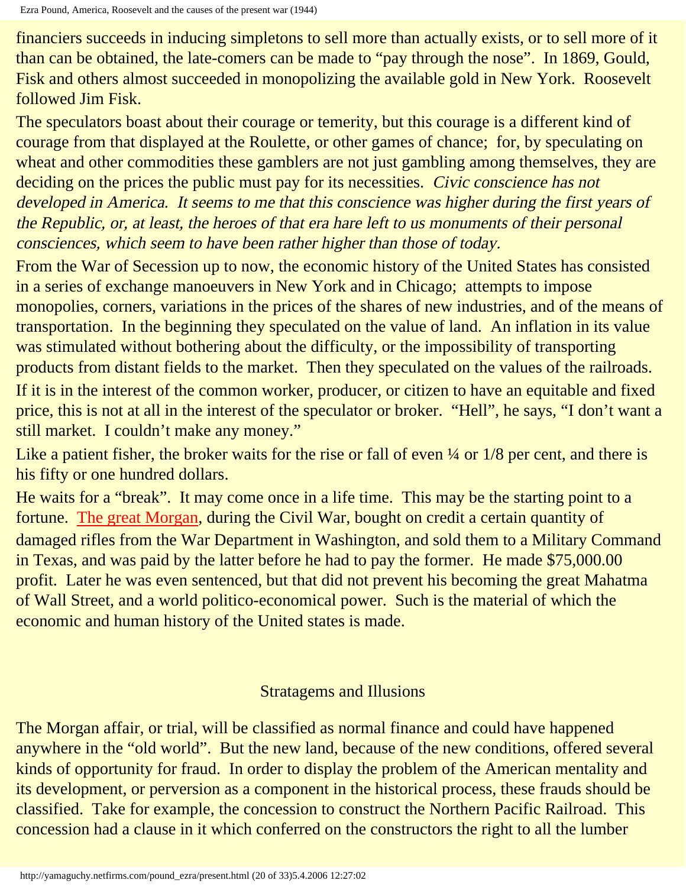financiers succeeds in inducing simpletons to sell more than actually exists, or to sell more of it than can be obtained, the late-comers can be made to "pay through the nose". In 1869, Gould, Fisk and others almost succeeded in monopolizing the available gold in New York. Roosevelt followed Jim Fisk.

The speculators boast about their courage or temerity, but this courage is a different kind of courage from that displayed at the Roulette, or other games of chance; for, by speculating on wheat and other commodities these gamblers are not just gambling among themselves, they are deciding on the prices the public must pay for its necessities. *Civic conscience has not developed in America. It seems to me that this conscience was higher during the first years of the Republic, or, at least, the heroes of that era hare left to us monuments of their personal consciences, which seem to have been rather higher than those of today.*

From the War of Secession up to now, the economic history of the United States has consisted in a series of exchange manoeuvers in New York and in Chicago; attempts to impose monopolies, corners, variations in the prices of the shares of new industries, and of the means of transportation. In the beginning they speculated on the value of land. An inflation in its value was stimulated without bothering about the difficulty, or the impossibility of transporting products from distant fields to the market. Then they speculated on the values of the railroads.

If it is in the interest of the common worker, producer, or citizen to have an equitable and fixed price, this is not at all in the interest of the speculator or broker. "Hell", he says, "I don't want a still market. I couldn't make any money."

Like a patient fisher, the broker waits for the rise or fall of even ¼ or 1/8 per cent, and there is his fifty or one hundred dollars.

He waits for a "break". It may come once in a life time. This may be the starting point to a fortune. The great Morgan, during the Civil War, bought on credit a certain quantity of damaged rifles from the War Department in Washington, and sold them to a Military Command in Texas, and was paid by the latter before he had to pay the former. He made $75,000.00 profit. Later he was even sentenced, but that did not prevent his becoming the great Mahatma of Wall Street, and a world politico-economical power. Such is the material of which the economic and human history of the United states is made.

## Stratagems and Illusions

The Morgan affair, or trial, will be classified as normal finance and could have happened anywhere in the "old world". But the new land, because of the new conditions, offered several kinds of opportunity for fraud. In order to display the problem of the American mentality and its development, or perversion as a component in the historical process, these frauds should be classified. Take for example, the concession to construct the Northern Pacific Railroad. This concession had a clause in it which conferred on the constructors the right to all the lumber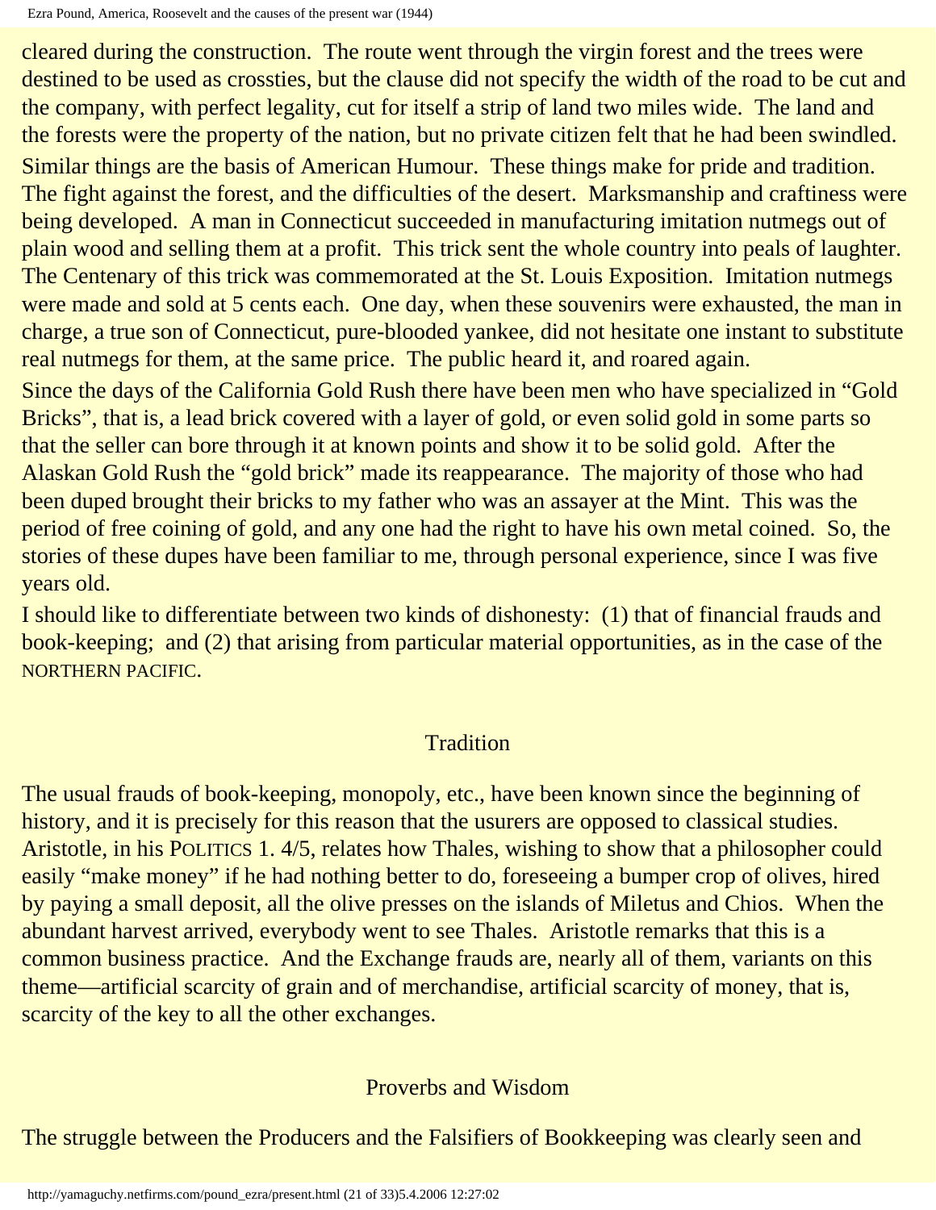cleared during the construction. The route went through the virgin forest and the trees were destined to be used as crossties, but the clause did not specify the width of the road to be cut and the company, with perfect legality, cut for itself a strip of land two miles wide. The land and the forests were the property of the nation, but no private citizen felt that he had been swindled.

Similar things are the basis of American Humour. These things make for pride and tradition. The fight against the forest, and the difficulties of the desert. Marksmanship and craftiness were being developed. A man in Connecticut succeeded in manufacturing imitation nutmegs out of plain wood and selling them at a profit. This trick sent the whole country into peals of laughter. The Centenary of this trick was commemorated at the St. Louis Exposition. Imitation nutmegs were made and sold at 5 cents each. One day, when these souvenirs were exhausted, the man in charge, a true son of Connecticut, pure-blooded yankee, did not hesitate one instant to substitute real nutmegs for them, at the same price. The public heard it, and roared again.

Since the days of the California Gold Rush there have been men who have specialized in "Gold Bricks", that is, a lead brick covered with a layer of gold, or even solid gold in some parts so that the seller can bore through it at known points and show it to be solid gold. After the Alaskan Gold Rush the "gold brick" made its reappearance. The majority of those who had been duped brought their bricks to my father who was an assayer at the Mint. This was the period of free coining of gold, and any one had the right to have his own metal coined. So, the stories of these dupes have been familiar to me, through personal experience, since I was five years old.

I should like to differentiate between two kinds of dishonesty: (1) that of financial frauds and book-keeping; and (2) that arising from particular material opportunities, as in the case of the NORTHERN PACIFIC.

## Tradition

The usual frauds of book-keeping, monopoly, etc., have been known since the beginning of history, and it is precisely for this reason that the usurers are opposed to classical studies. Aristotle, in his POLITICS 1. 4/5, relates how Thales, wishing to show that a philosopher could easily "make money" if he had nothing better to do, foreseeing a bumper crop of olives, hired by paying a small deposit, all the olive presses on the islands of Miletus and Chios. When the abundant harvest arrived, everybody went to see Thales. Aristotle remarks that this is a common business practice. And the Exchange frauds are, nearly all of them, variants on this theme—artificial scarcity of grain and of merchandise, artificial scarcity of money, that is, scarcity of the key to all the other exchanges.

## Proverbs and Wisdom

The struggle between the Producers and the Falsifiers of Bookkeeping was clearly seen and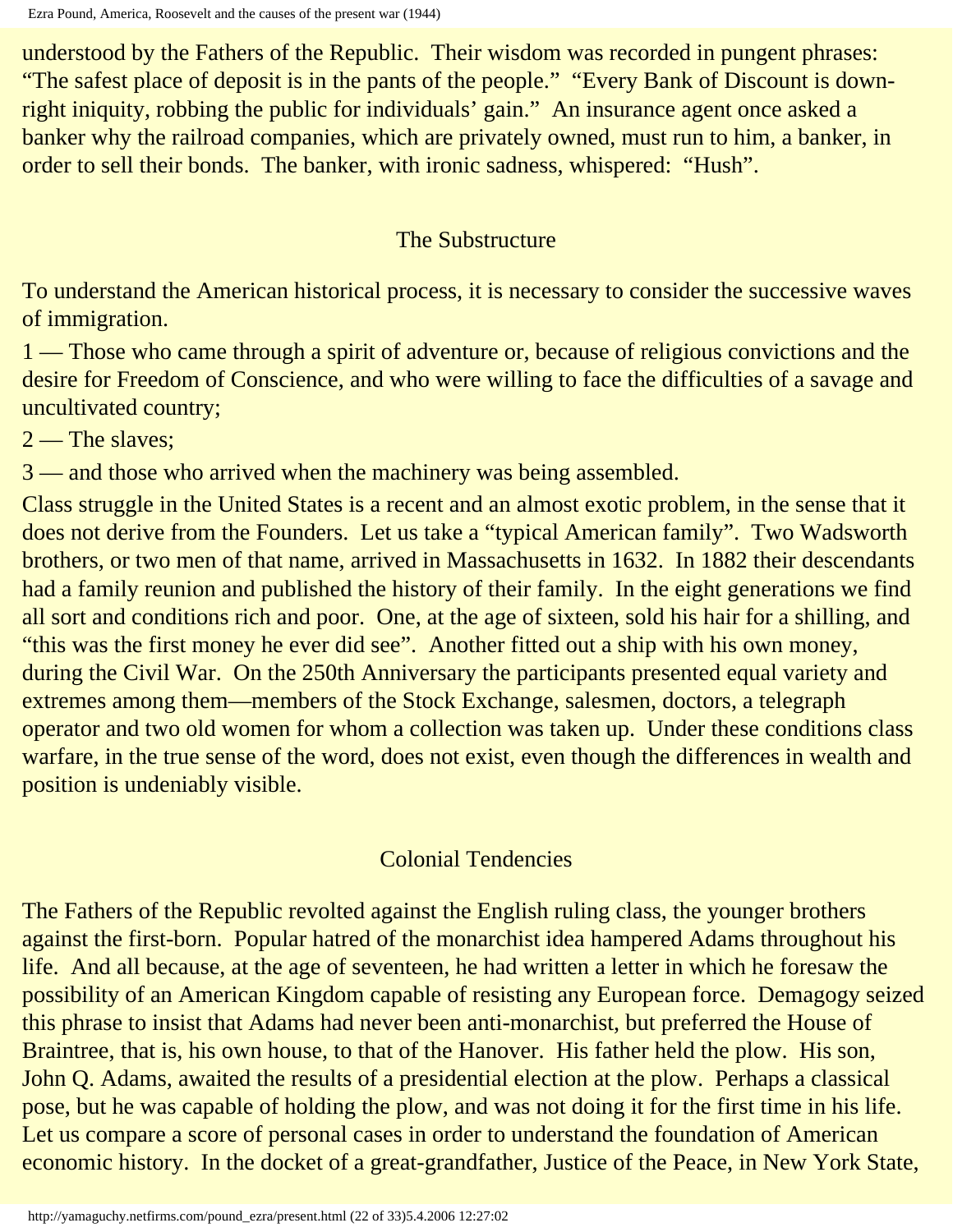understood by the Fathers of the Republic. Their wisdom was recorded in pungent phrases: "The safest place of deposit is in the pants of the people." "Every Bank of Discount is downright iniquity, robbing the public for individuals' gain." An insurance agent once asked a banker why the railroad companies, which are privately owned, must run to him, a banker, in order to sell their bonds. The banker, with ironic sadness, whispered: "Hush".

## The Substructure

To understand the American historical process, it is necessary to consider the successive waves of immigration.

1 — Those who came through a spirit of adventure or, because of religious convictions and the desire for Freedom of Conscience, and who were willing to face the difficulties of a savage and uncultivated country;

2 — The slaves;

3 — and those who arrived when the machinery was being assembled.

Class struggle in the United States is a recent and an almost exotic problem, in the sense that it does not derive from the Founders. Let us take a "typical American family". Two Wadsworth brothers, or two men of that name, arrived in Massachusetts in 1632. In 1882 their descendants had a family reunion and published the history of their family. In the eight generations we find all sort and conditions rich and poor. One, at the age of sixteen, sold his hair for a shilling, and "this was the first money he ever did see". Another fitted out a ship with his own money, during the Civil War. On the 250th Anniversary the participants presented equal variety and extremes among them—members of the Stock Exchange, salesmen, doctors, a telegraph operator and two old women for whom a collection was taken up. Under these conditions class warfare, in the true sense of the word, does not exist, even though the differences in wealth and position is undeniably visible.

## Colonial Tendencies

The Fathers of the Republic revolted against the English ruling class, the younger brothers against the first-born. Popular hatred of the monarchist idea hampered Adams throughout his life. And all because, at the age of seventeen, he had written a letter in which he foresaw the possibility of an American Kingdom capable of resisting any European force. Demagogy seized this phrase to insist that Adams had never been anti-monarchist, but preferred the House of Braintree, that is, his own house, to that of the Hanover. His father held the plow. His son, John Q. Adams, awaited the results of a presidential election at the plow. Perhaps a classical pose, but he was capable of holding the plow, and was not doing it for the first time in his life. Let us compare a score of personal cases in order to understand the foundation of American economic history. In the docket of a great-grandfather, Justice of the Peace, in New York State,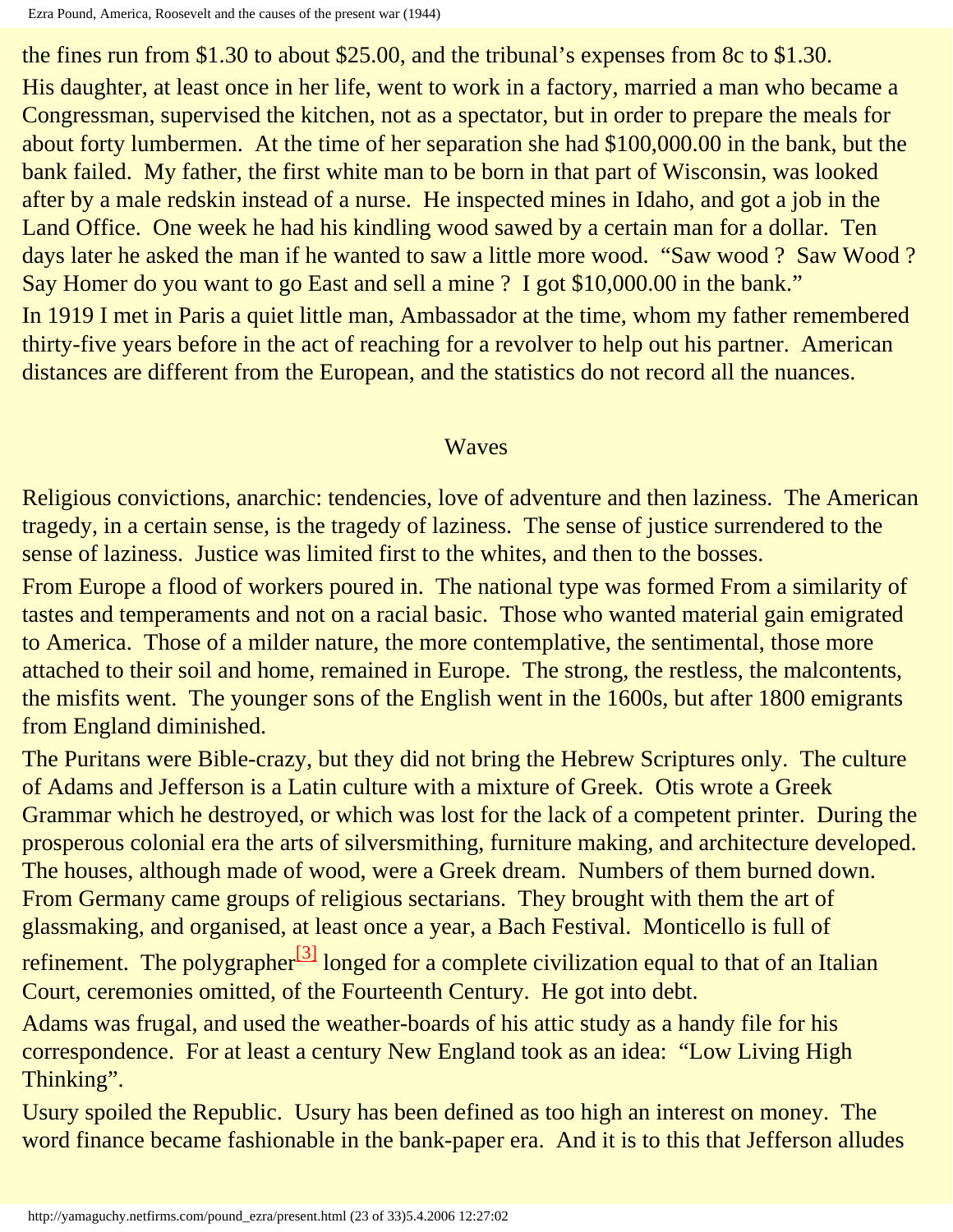the fines run from $1.30 to about $25.00, and the tribunal's expenses from 8c to $1.30.

His daughter, at least once in her life, went to work in a factory, married a man who became a Congressman, supervised the kitchen, not as a spectator, but in order to prepare the meals for about forty lumbermen. At the time of her separation she had $100,000.00 in the bank, but the bank failed. My father, the first white man to be born in that part of Wisconsin, was looked after by a male redskin instead of a nurse. He inspected mines in Idaho, and got a job in the Land Office. One week he had his kindling wood sawed by a certain man for a dollar. Ten days later he asked the man if he wanted to saw a little more wood. "Saw wood ? Saw Wood ? Say Homer do you want to go East and sell a mine ? I got $10,000.00 in the bank."

In 1919 I met in Paris a quiet little man, Ambassador at the time, whom my father remembered thirty-five years before in the act of reaching for a revolver to help out his partner. American distances are different from the European, and the statistics do not record all the nuances.

## Waves

Religious convictions, anarchic: tendencies, love of adventure and then laziness. The American tragedy, in a certain sense, is the tragedy of laziness. The sense of justice surrendered to the sense of laziness. Justice was limited first to the whites, and then to the bosses.

From Europe a flood of workers poured in. The national type was formed From a similarity of tastes and temperaments and not on a racial basic. Those who wanted material gain emigrated to America. Those of a milder nature, the more contemplative, the sentimental, those more attached to their soil and home, remained in Europe. The strong, the restless, the malcontents, the misfits went. The younger sons of the English went in the 1600s, but after 1800 emigrants from England diminished.

The Puritans were Bible-crazy, but they did not bring the Hebrew Scriptures only. The culture of Adams and Jefferson is a Latin culture with a mixture of Greek. Otis wrote a Greek Grammar which he destroyed, or which was lost for the lack of a competent printer. During the prosperous colonial era the arts of silversmithing, furniture making, and architecture developed. The houses, although made of wood, were a Greek dream. Numbers of them burned down. From Germany came groups of religious sectarians. They brought with them the art of glassmaking, and organised, at least once a year, a Bach Festival. Monticello is full of refinement. The polygrapher[3] longed for a complete civilization equal to that of an Italian Court, ceremonies omitted, of the Fourteenth Century. He got into debt.

Adams was frugal, and used the weather-boards of his attic study as a handy file for his correspondence. For at least a century New England took as an idea: "Low Living High Thinking".

Usury spoiled the Republic. Usury has been defined as too high an interest on money. The word finance became fashionable in the bank-paper era. And it is to this that Jefferson alludes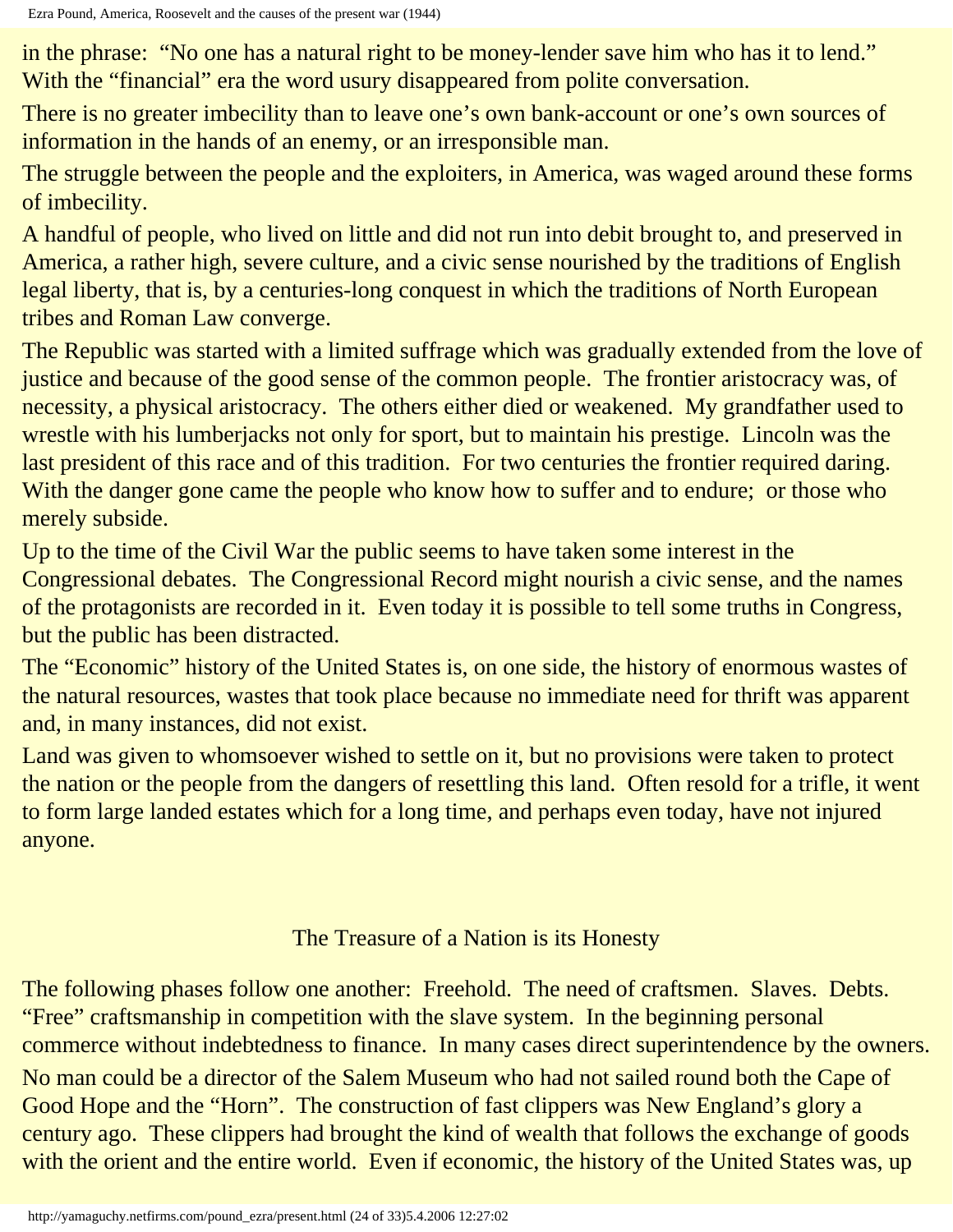in the phrase: "No one has a natural right to be money-lender save him who has it to lend." With the "financial" era the word usury disappeared from polite conversation.

There is no greater imbecility than to leave one's own bank-account or one's own sources of information in the hands of an enemy, or an irresponsible man.

The struggle between the people and the exploiters, in America, was waged around these forms of imbecility.

A handful of people, who lived on little and did not run into debit brought to, and preserved in America, a rather high, severe culture, and a civic sense nourished by the traditions of English legal liberty, that is, by a centuries-long conquest in which the traditions of North European tribes and Roman Law converge.

The Republic was started with a limited suffrage which was gradually extended from the love of justice and because of the good sense of the common people. The frontier aristocracy was, of necessity, a physical aristocracy. The others either died or weakened. My grandfather used to wrestle with his lumberjacks not only for sport, but to maintain his prestige. Lincoln was the last president of this race and of this tradition. For two centuries the frontier required daring. With the danger gone came the people who know how to suffer and to endure; or those who merely subside.

Up to the time of the Civil War the public seems to have taken some interest in the Congressional debates. The Congressional Record might nourish a civic sense, and the names of the protagonists are recorded in it. Even today it is possible to tell some truths in Congress, but the public has been distracted.

The "Economic" history of the United States is, on one side, the history of enormous wastes of the natural resources, wastes that took place because no immediate need for thrift was apparent and, in many instances, did not exist.

Land was given to whomsoever wished to settle on it, but no provisions were taken to protect the nation or the people from the dangers of resettling this land. Often resold for a trifle, it went to form large landed estates which for a long time, and perhaps even today, have not injured anyone.

## The Treasure of a Nation is its Honesty

The following phases follow one another: Freehold. The need of craftsmen. Slaves. Debts. "Free" craftsmanship in competition with the slave system. In the beginning personal commerce without indebtedness to finance. In many cases direct superintendence by the owners.

No man could be a director of the Salem Museum who had not sailed round both the Cape of Good Hope and the "Horn". The construction of fast clippers was New England's glory a century ago. These clippers had brought the kind of wealth that follows the exchange of goods with the orient and the entire world. Even if economic, the history of the United States was, up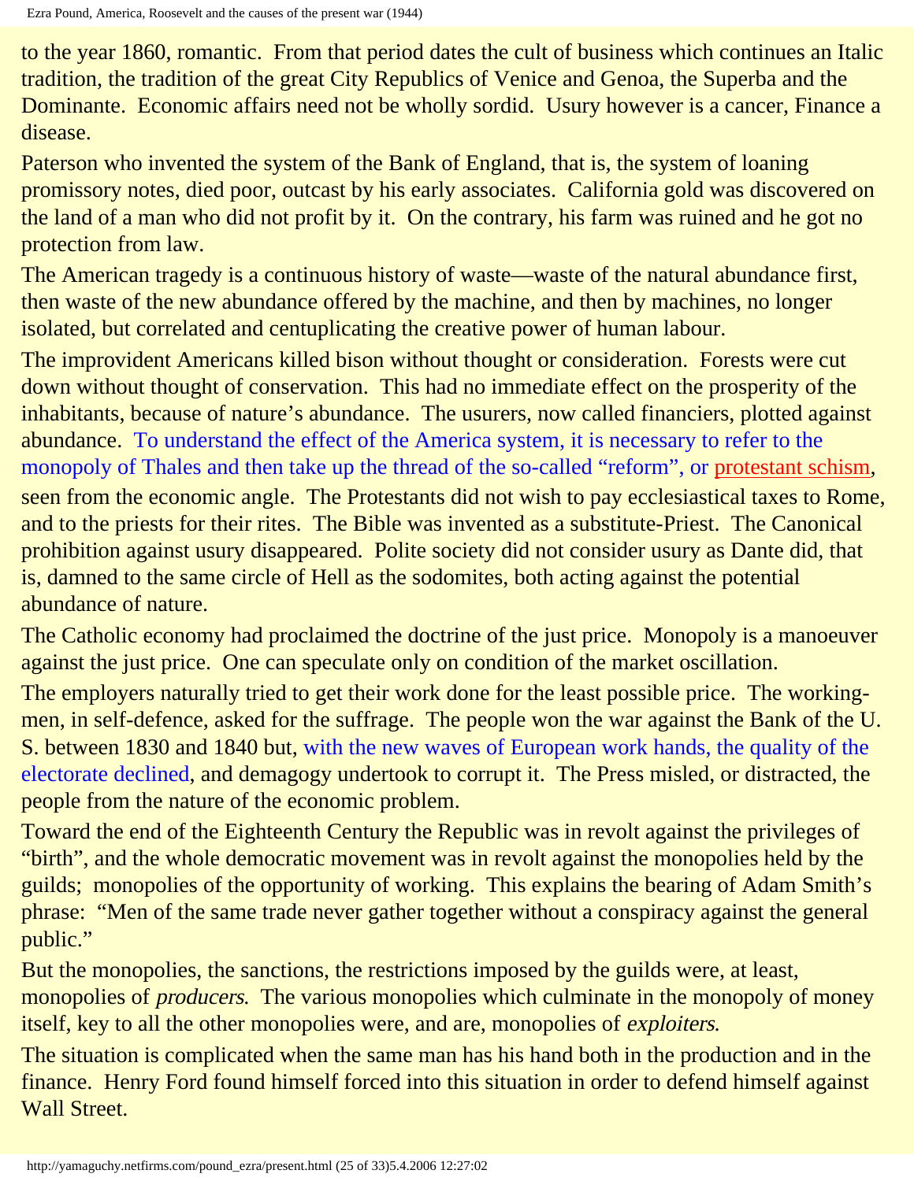to the year 1860, romantic. From that period dates the cult of business which continues an Italic tradition, the tradition of the great City Republics of Venice and Genoa, the Superba and the Dominante. Economic affairs need not be wholly sordid. Usury however is a cancer, Finance a disease.

Paterson who invented the system of the Bank of England, that is, the system of loaning promissory notes, died poor, outcast by his early associates. California gold was discovered on the land of a man who did not profit by it. On the contrary, his farm was ruined and he got no protection from law.

The American tragedy is a continuous history of waste—waste of the natural abundance first, then waste of the new abundance offered by the machine, and then by machines, no longer isolated, but correlated and centuplicating the creative power of human labour.

The improvident Americans killed bison without thought or consideration. Forests were cut down without thought of conservation. This had no immediate effect on the prosperity of the inhabitants, because of nature's abundance. The usurers, now called financiers, plotted against abundance. To understand the effect of the America system, it is necessary to refer to the monopoly of Thales and then take up the thread of the so-called "reform", or protestant schism, seen from the economic angle. The Protestants did not wish to pay ecclesiastical taxes to Rome, and to the priests for their rites. The Bible was invented as a substitute-Priest. The Canonical prohibition against usury disappeared. Polite society did not consider usury as Dante did, that is, damned to the same circle of Hell as the sodomites, both acting against the potential abundance of nature.

The Catholic economy had proclaimed the doctrine of the just price. Monopoly is a manoeuver against the just price. One can speculate only on condition of the market oscillation.

The employers naturally tried to get their work done for the least possible price. The working-men, in self-defence, asked for the suffrage. The people won the war against the Bank of the U.S. between 1830 and 1840 but, with the new waves of European work hands, the quality of the electorate declined, and demagogy undertook to corrupt it. The Press misled, or distracted, the people from the nature of the economic problem.

Toward the end of the Eighteenth Century the Republic was in revolt against the privileges of "birth", and the whole democratic movement was in revolt against the monopolies held by the guilds; monopolies of the opportunity of working. This explains the bearing of Adam Smith's phrase: "Men of the same trade never gather together without a conspiracy against the general public."

But the monopolies, the sanctions, the restrictions imposed by the guilds were, at least, monopolies of *producers*. The various monopolies which culminate in the monopoly of money itself, key to all the other monopolies were, and are, monopolies of *exploiters*.

The situation is complicated when the same man has his hand both in the production and in the finance. Henry Ford found himself forced into this situation in order to defend himself against Wall Street.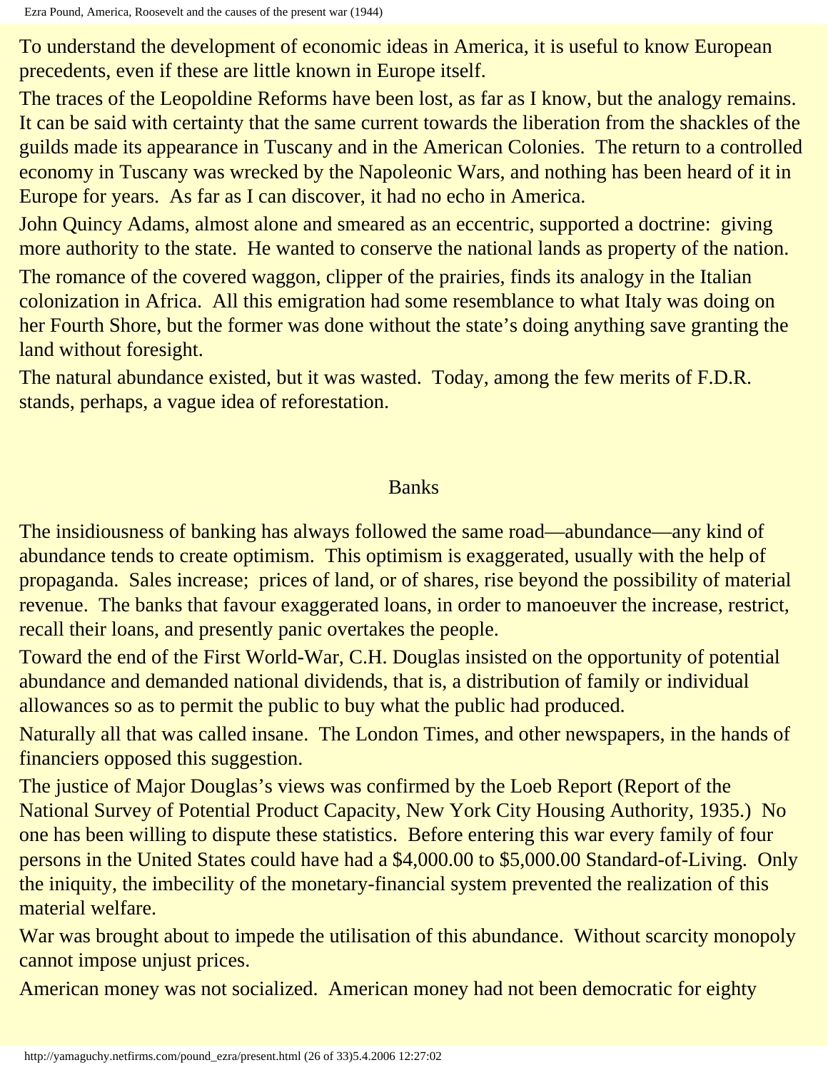To understand the development of economic ideas in America, it is useful to know European precedents, even if these are little known in Europe itself.

The traces of the Leopoldine Reforms have been lost, as far as I know, but the analogy remains. It can be said with certainty that the same current towards the liberation from the shackles of the guilds made its appearance in Tuscany and in the American Colonies. The return to a controlled economy in Tuscany was wrecked by the Napoleonic Wars, and nothing has been heard of it in Europe for years. As far as I can discover, it had no echo in America.

John Quincy Adams, almost alone and smeared as an eccentric, supported a doctrine: giving more authority to the state. He wanted to conserve the national lands as property of the nation.

The romance of the covered waggon, clipper of the prairies, finds its analogy in the Italian colonization in Africa. All this emigration had some resemblance to what Italy was doing on her Fourth Shore, but the former was done without the state's doing anything save granting the land without foresight.

The natural abundance existed, but it was wasted. Today, among the few merits of F.D.R. stands, perhaps, a vague idea of reforestation.

## Banks

The insidiousness of banking has always followed the same road—abundance—any kind of abundance tends to create optimism. This optimism is exaggerated, usually with the help of propaganda. Sales increase; prices of land, or of shares, rise beyond the possibility of material revenue. The banks that favour exaggerated loans, in order to manoeuver the increase, restrict, recall their loans, and presently panic overtakes the people.

Toward the end of the First World-War, C.H. Douglas insisted on the opportunity of potential abundance and demanded national dividends, that is, a distribution of family or individual allowances so as to permit the public to buy what the public had produced.

Naturally all that was called insane. The London Times, and other newspapers, in the hands of financiers opposed this suggestion.

The justice of Major Douglas's views was confirmed by the Loeb Report (Report of the National Survey of Potential Product Capacity, New York City Housing Authority, 1935.) No one has been willing to dispute these statistics. Before entering this war every family of four persons in the United States could have had a $4,000.00 to $5,000.00 Standard-of-Living. Only the iniquity, the imbecility of the monetary-financial system prevented the realization of this material welfare.

War was brought about to impede the utilisation of this abundance. Without scarcity monopoly cannot impose unjust prices.

American money was not socialized. American money had not been democratic for eighty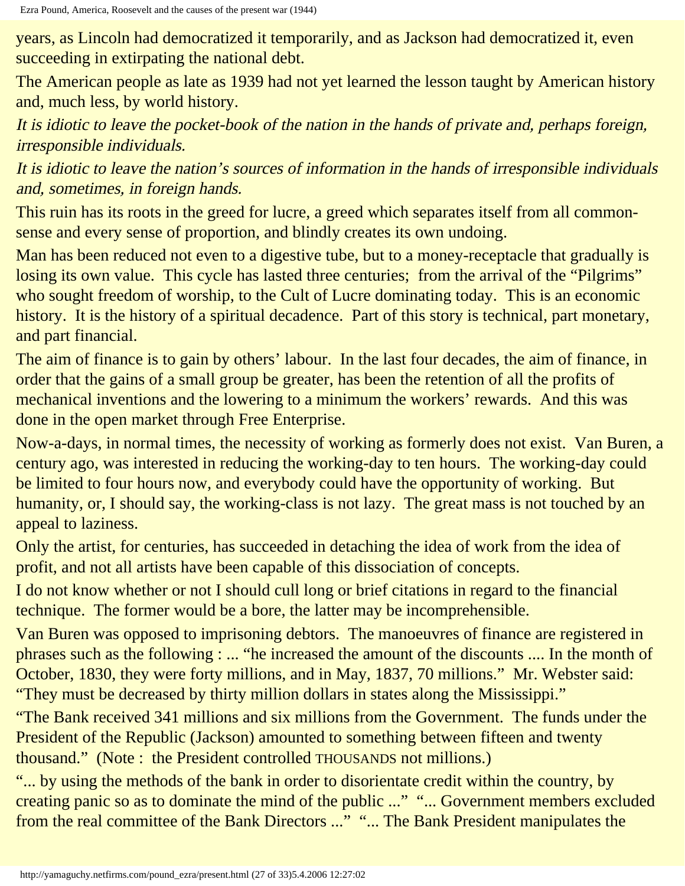years, as Lincoln had democratized it temporarily, and as Jackson had democratized it, even succeeding in extirpating the national debt.

The American people as late as 1939 had not yet learned the lesson taught by American history and, much less, by world history.

*It is idiotic to leave the pocket-book of the nation in the hands of private and, perhaps foreign, irresponsible individuals.*

*It is idiotic to leave the nation's sources of information in the hands of irresponsible individuals and, sometimes, in foreign hands.*

This ruin has its roots in the greed for lucre, a greed which separates itself from all common-sense and every sense of proportion, and blindly creates its own undoing.

Man has been reduced not even to a digestive tube, but to a money-receptacle that gradually is losing its own value. This cycle has lasted three centuries; from the arrival of the "Pilgrims" who sought freedom of worship, to the Cult of Lucre dominating today. This is an economic history. It is the history of a spiritual decadence. Part of this story is technical, part monetary, and part financial.

The aim of finance is to gain by others' labour. In the last four decades, the aim of finance, in order that the gains of a small group be greater, has been the retention of all the profits of mechanical inventions and the lowering to a minimum the workers' rewards. And this was done in the open market through Free Enterprise.

Now-a-days, in normal times, the necessity of working as formerly does not exist. Van Buren, a century ago, was interested in reducing the working-day to ten hours. The working-day could be limited to four hours now, and everybody could have the opportunity of working. But humanity, or, I should say, the working-class is not lazy. The great mass is not touched by an appeal to laziness.

Only the artist, for centuries, has succeeded in detaching the idea of work from the idea of profit, and not all artists have been capable of this dissociation of concepts.

I do not know whether or not I should cull long or brief citations in regard to the financial technique. The former would be a bore, the latter may be incomprehensible.

Van Buren was opposed to imprisoning debtors. The manoeuvres of finance are registered in phrases such as the following : ... "he increased the amount of the discounts .... In the month of October, 1830, they were forty millions, and in May, 1837, 70 millions." Mr. Webster said: "They must be decreased by thirty million dollars in states along the Mississippi."

"The Bank received 341 millions and six millions from the Government. The funds under the President of the Republic (Jackson) amounted to something between fifteen and twenty thousand." (Note : the President controlled THOUSANDS not millions.)

"... by using the methods of the bank in order to disorientate credit within the country, by creating panic so as to dominate the mind of the public ..." "... Government members excluded from the real committee of the Bank Directors ..." "... The Bank President manipulates the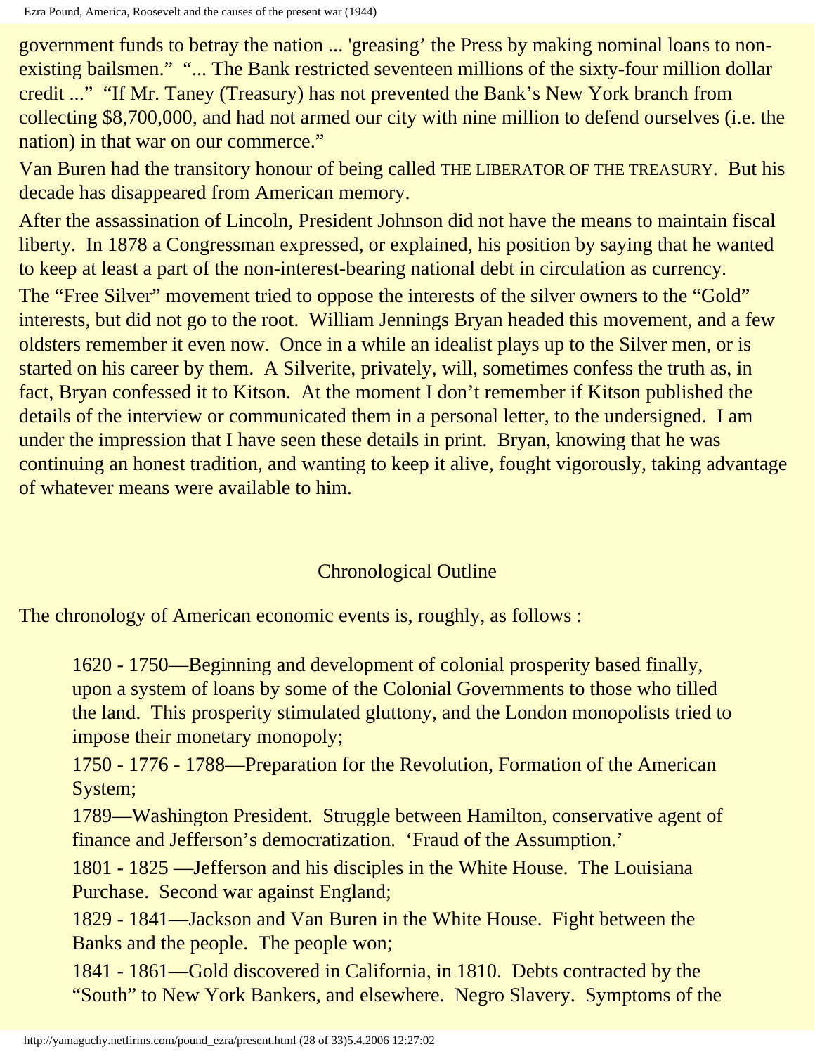government funds to betray the nation ... 'greasing' the Press by making nominal loans to non-existing bailsmen." "... The Bank restricted seventeen millions of the sixty-four million dollar credit ..." "If Mr. Taney (Treasury) has not prevented the Bank's New York branch from collecting $8,700,000, and had not armed our city with nine million to defend ourselves (i.e. the nation) in that war on our commerce."

Van Buren had the transitory honour of being called THE LIBERATOR OF THE TREASURY. But his decade has disappeared from American memory.

After the assassination of Lincoln, President Johnson did not have the means to maintain fiscal liberty. In 1878 a Congressman expressed, or explained, his position by saying that he wanted to keep at least a part of the non-interest-bearing national debt in circulation as currency.

The "Free Silver" movement tried to oppose the interests of the silver owners to the "Gold" interests, but did not go to the root. William Jennings Bryan headed this movement, and a few oldsters remember it even now. Once in a while an idealist plays up to the Silver men, or is started on his career by them. A Silverite, privately, will, sometimes confess the truth as, in fact, Bryan confessed it to Kitson. At the moment I don't remember if Kitson published the details of the interview or communicated them in a personal letter, to the undersigned. I am under the impression that I have seen these details in print. Bryan, knowing that he was continuing an honest tradition, and wanting to keep it alive, fought vigorously, taking advantage of whatever means were available to him.

## Chronological Outline

The chronology of American economic events is, roughly, as follows :

> 1620 - 1750—Beginning and development of colonial prosperity based finally, upon a system of loans by some of the Colonial Governments to those who tilled the land. This prosperity stimulated gluttony, and the London monopolists tried to impose their monetary monopoly;
>
> 1750 - 1776 - 1788—Preparation for the Revolution, Formation of the American System;
>
> 1789—Washington President. Struggle between Hamilton, conservative agent of finance and Jefferson's democratization. 'Fraud of the Assumption.'
>
> 1801 - 1825 —Jefferson and his disciples in the White House. The Louisiana Purchase. Second war against England;
>
> 1829 - 1841—Jackson and Van Buren in the White House. Fight between the Banks and the people. The people won;
>
> 1841 - 1861—Gold discovered in California, in 1810. Debts contracted by the "South" to New York Bankers, and elsewhere. Negro Slavery. Symptoms of the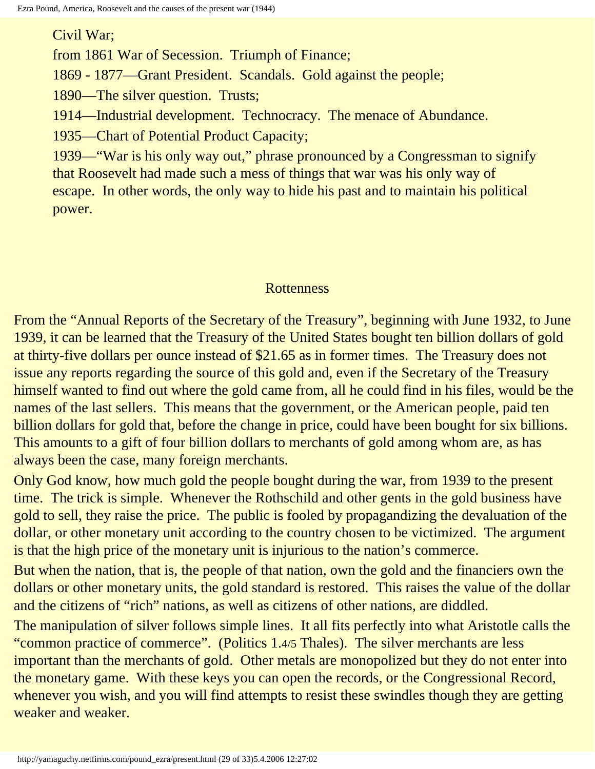Civil War;

from 1861 War of Secession. Triumph of Finance;

1869 - 1877—Grant President. Scandals. Gold against the people;

1890—The silver question. Trusts;

1914—Industrial development. Technocracy. The menace of Abundance.

1935—Chart of Potential Product Capacity;

1939—"War is his only way out," phrase pronounced by a Congressman to signify that Roosevelt had made such a mess of things that war was his only way of escape. In other words, the only way to hide his past and to maintain his political power.

## Rottenness

From the "Annual Reports of the Secretary of the Treasury", beginning with June 1932, to June 1939, it can be learned that the Treasury of the United States bought ten billion dollars of gold at thirty-five dollars per ounce instead of $21.65 as in former times. The Treasury does not issue any reports regarding the source of this gold and, even if the Secretary of the Treasury himself wanted to find out where the gold came from, all he could find in his files, would be the names of the last sellers. This means that the government, or the American people, paid ten billion dollars for gold that, before the change in price, could have been bought for six billions. This amounts to a gift of four billion dollars to merchants of gold among whom are, as has always been the case, many foreign merchants.

Only God know, how much gold the people bought during the war, from 1939 to the present time. The trick is simple. Whenever the Rothschild and other gents in the gold business have gold to sell, they raise the price. The public is fooled by propagandizing the devaluation of the dollar, or other monetary unit according to the country chosen to be victimized. The argument is that the high price of the monetary unit is injurious to the nation's commerce.

But when the nation, that is, the people of that nation, own the gold and the financiers own the dollars or other monetary units, the gold standard is restored. This raises the value of the dollar and the citizens of "rich" nations, as well as citizens of other nations, are diddled.

The manipulation of silver follows simple lines. It all fits perfectly into what Aristotle calls the "common practice of commerce". (Politics 1.4/5 Thales). The silver merchants are less important than the merchants of gold. Other metals are monopolized but they do not enter into the monetary game. With these keys you can open the records, or the Congressional Record, whenever you wish, and you will find attempts to resist these swindles though they are getting weaker and weaker.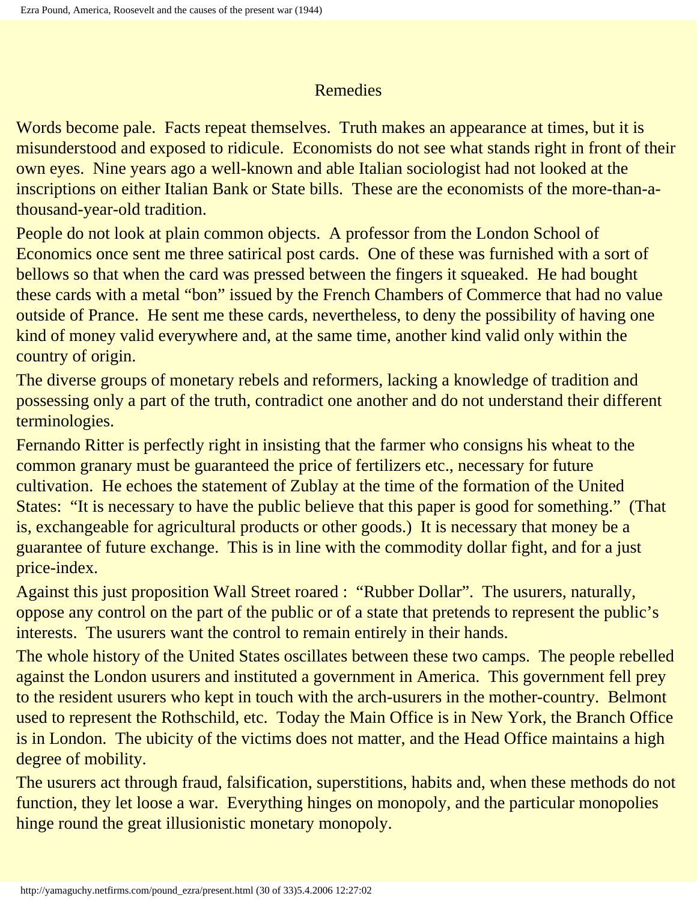## Remedies

Words become pale. Facts repeat themselves. Truth makes an appearance at times, but it is misunderstood and exposed to ridicule. Economists do not see what stands right in front of their own eyes. Nine years ago a well-known and able Italian sociologist had not looked at the inscriptions on either Italian Bank or State bills. These are the economists of the more-than-a-thousand-year-old tradition.

People do not look at plain common objects. A professor from the London School of Economics once sent me three satirical post cards. One of these was furnished with a sort of bellows so that when the card was pressed between the fingers it squeaked. He had bought these cards with a metal "bon" issued by the French Chambers of Commerce that had no value outside of Prance. He sent me these cards, nevertheless, to deny the possibility of having one kind of money valid everywhere and, at the same time, another kind valid only within the country of origin.

The diverse groups of monetary rebels and reformers, lacking a knowledge of tradition and possessing only a part of the truth, contradict one another and do not understand their different terminologies.

Fernando Ritter is perfectly right in insisting that the farmer who consigns his wheat to the common granary must be guaranteed the price of fertilizers etc., necessary for future cultivation. He echoes the statement of Zublay at the time of the formation of the United States: "It is necessary to have the public believe that this paper is good for something." (That is, exchangeable for agricultural products or other goods.) It is necessary that money be a guarantee of future exchange. This is in line with the commodity dollar fight, and for a just price-index.

Against this just proposition Wall Street roared : "Rubber Dollar". The usurers, naturally, oppose any control on the part of the public or of a state that pretends to represent the public's interests. The usurers want the control to remain entirely in their hands.

The whole history of the United States oscillates between these two camps. The people rebelled against the London usurers and instituted a government in America. This government fell prey to the resident usurers who kept in touch with the arch-usurers in the mother-country. Belmont used to represent the Rothschild, etc. Today the Main Office is in New York, the Branch Office is in London. The ubicity of the victims does not matter, and the Head Office maintains a high degree of mobility.

The usurers act through fraud, falsification, superstitions, habits and, when these methods do not function, they let loose a war. Everything hinges on monopoly, and the particular monopolies hinge round the great illusionistic monetary monopoly.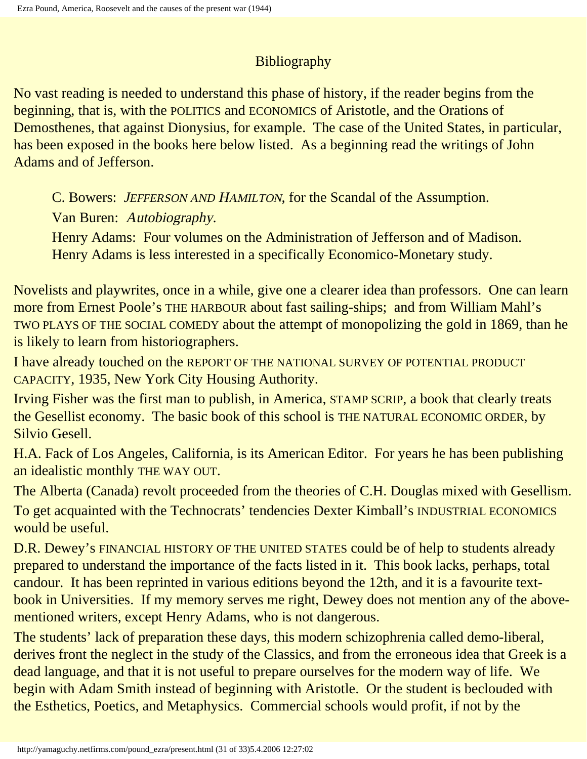## Bibliography

No vast reading is needed to understand this phase of history, if the reader begins from the beginning, that is, with the POLITICS and ECONOMICS of Aristotle, and the Orations of Demosthenes, that against Dionysius, for example. The case of the United States, in particular, has been exposed in the books here below listed. As a beginning read the writings of John Adams and of Jefferson.

> C. Bowers: *JEFFERSON AND HAMILTON*, for the Scandal of the Assumption.
> Van Buren: *Autobiography*.
> Henry Adams: Four volumes on the Administration of Jefferson and of Madison.
> Henry Adams is less interested in a specifically Economico-Monetary study.

Novelists and playwrites, once in a while, give one a clearer idea than professors. One can learn more from Ernest Poole's THE HARBOUR about fast sailing-ships; and from William Mahl's TWO PLAYS OF THE SOCIAL COMEDY about the attempt of monopolizing the gold in 1869, than he is likely to learn from historiographers.

I have already touched on the REPORT OF THE NATIONAL SURVEY OF POTENTIAL PRODUCT CAPACITY, 1935, New York City Housing Authority.

Irving Fisher was the first man to publish, in America, STAMP SCRIP, a book that clearly treats the Gesellist economy. The basic book of this school is THE NATURAL ECONOMIC ORDER, by Silvio Gesell.

H.A. Fack of Los Angeles, California, is its American Editor. For years he has been publishing an idealistic monthly THE WAY OUT.

The Alberta (Canada) revolt proceeded from the theories of C.H. Douglas mixed with Gesellism.

To get acquainted with the Technocrats' tendencies Dexter Kimball's INDUSTRIAL ECONOMICS would be useful.

D.R. Dewey's FINANCIAL HISTORY OF THE UNITED STATES could be of help to students already prepared to understand the importance of the facts listed in it. This book lacks, perhaps, total candour. It has been reprinted in various editions beyond the 12th, and it is a favourite text-book in Universities. If my memory serves me right, Dewey does not mention any of the above-mentioned writers, except Henry Adams, who is not dangerous.

The students' lack of preparation these days, this modern schizophrenia called demo-liberal, derives front the neglect in the study of the Classics, and from the erroneous idea that Greek is a dead language, and that it is not useful to prepare ourselves for the modern way of life. We begin with Adam Smith instead of beginning with Aristotle. Or the student is beclouded with the Esthetics, Poetics, and Metaphysics. Commercial schools would profit, if not by the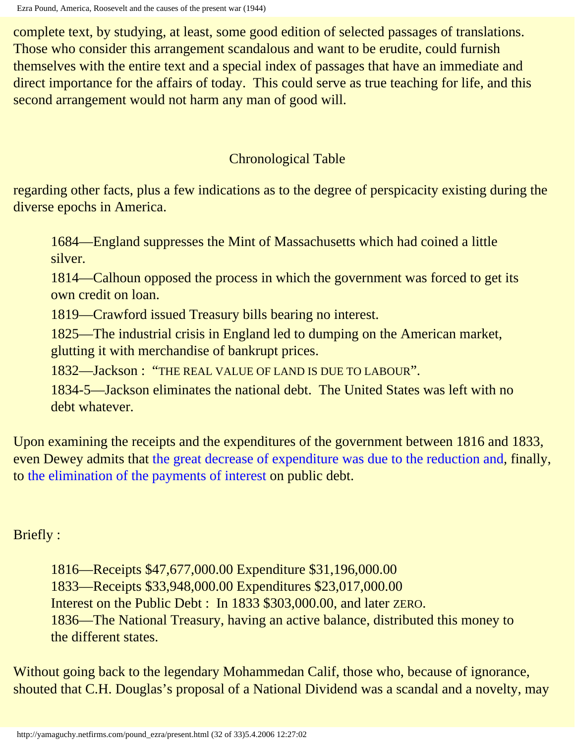complete text, by studying, at least, some good edition of selected passages of translations. Those who consider this arrangement scandalous and want to be erudite, could furnish themselves with the entire text and a special index of passages that have an immediate and direct importance for the affairs of today. This could serve as true teaching for life, and this second arrangement would not harm any man of good will.

## Chronological Table

regarding other facts, plus a few indications as to the degree of perspicacity existing during the diverse epochs in America.

> 1684—England suppresses the Mint of Massachusetts which had coined a little silver.
>
> 1814—Calhoun opposed the process in which the government was forced to get its own credit on loan.
>
> 1819—Crawford issued Treasury bills bearing no interest.
>
> 1825—The industrial crisis in England led to dumping on the American market, glutting it with merchandise of bankrupt prices.
>
> 1832—Jackson : "THE REAL VALUE OF LAND IS DUE TO LABOUR".
>
> 1834-5—Jackson eliminates the national debt. The United States was left with no debt whatever.

Upon examining the receipts and the expenditures of the government between 1816 and 1833, even Dewey admits that the great decrease of expenditure was due to the reduction and, finally, to the elimination of the payments of interest on public debt.

Briefly :

> 1816—Receipts $47,677,000.00 Expenditure $31,196,000.00
>
> 1833—Receipts $33,948,000.00 Expenditures $23,017,000.00
>
> Interest on the Public Debt : In 1833 $303,000.00, and later ZERO.
>
> 1836—The National Treasury, having an active balance, distributed this money to the different states.

Without going back to the legendary Mohammedan Calif, those who, because of ignorance, shouted that C.H. Douglas's proposal of a National Dividend was a scandal and a novelty, may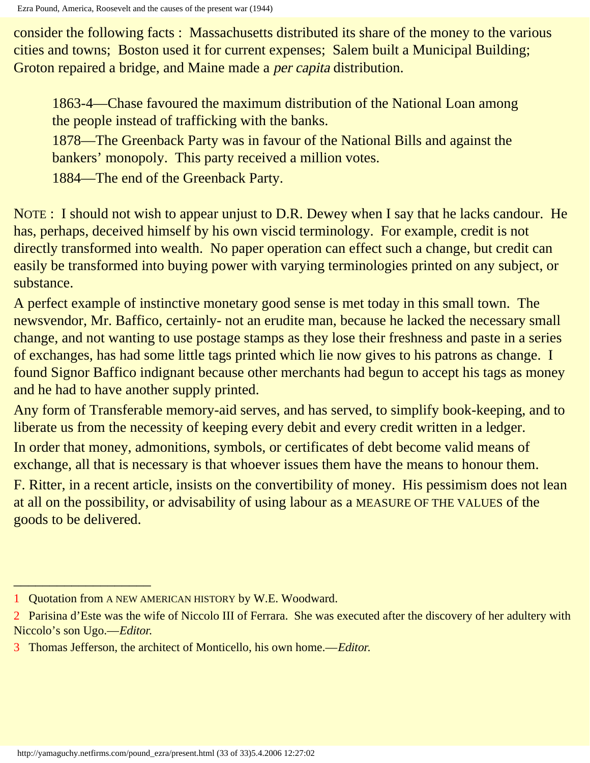consider the following facts : Massachusetts distributed its share of the money to the various cities and towns; Boston used it for current expenses; Salem built a Municipal Building; Groton repaired a bridge, and Maine made a *per capita* distribution.

> 1863-4—Chase favoured the maximum distribution of the National Loan among the people instead of trafficking with the banks.
>
> 1878—The Greenback Party was in favour of the National Bills and against the bankers' monopoly. This party received a million votes.
>
> 1884—The end of the Greenback Party.

NOTE : I should not wish to appear unjust to D.R. Dewey when I say that he lacks candour. He has, perhaps, deceived himself by his own viscid terminology. For example, credit is not directly transformed into wealth. No paper operation can effect such a change, but credit can easily be transformed into buying power with varying terminologies printed on any subject, or substance.

A perfect example of instinctive monetary good sense is met today in this small town. The newsvendor, Mr. Baffico, certainly- not an erudite man, because he lacked the necessary small change, and not wanting to use postage stamps as they lose their freshness and paste in a series of exchanges, has had some little tags printed which lie now gives to his patrons as change. I found Signor Baffico indignant because other merchants had begun to accept his tags as money and he had to have another supply printed.

Any form of Transferable memory-aid serves, and has served, to simplify book-keeping, and to liberate us from the necessity of keeping every debit and every credit written in a ledger.

In order that money, admonitions, symbols, or certificates of debt become valid means of exchange, all that is necessary is that whoever issues them have the means to honour them.

F. Ritter, in a recent article, insists on the convertibility of money. His pessimism does not lean at all on the possibility, or advisability of using labour as a MEASURE OF THE VALUES of the goods to be delivered.

---

1 Quotation from A NEW AMERICAN HISTORY by W.E. Woodward.

2 Parisina d'Este was the wife of Niccolo III of Ferrara. She was executed after the discovery of her adultery with Niccolo's son Ugo.—*Editor.*

3 Thomas Jefferson, the architect of Monticello, his own home.—*Editor.*